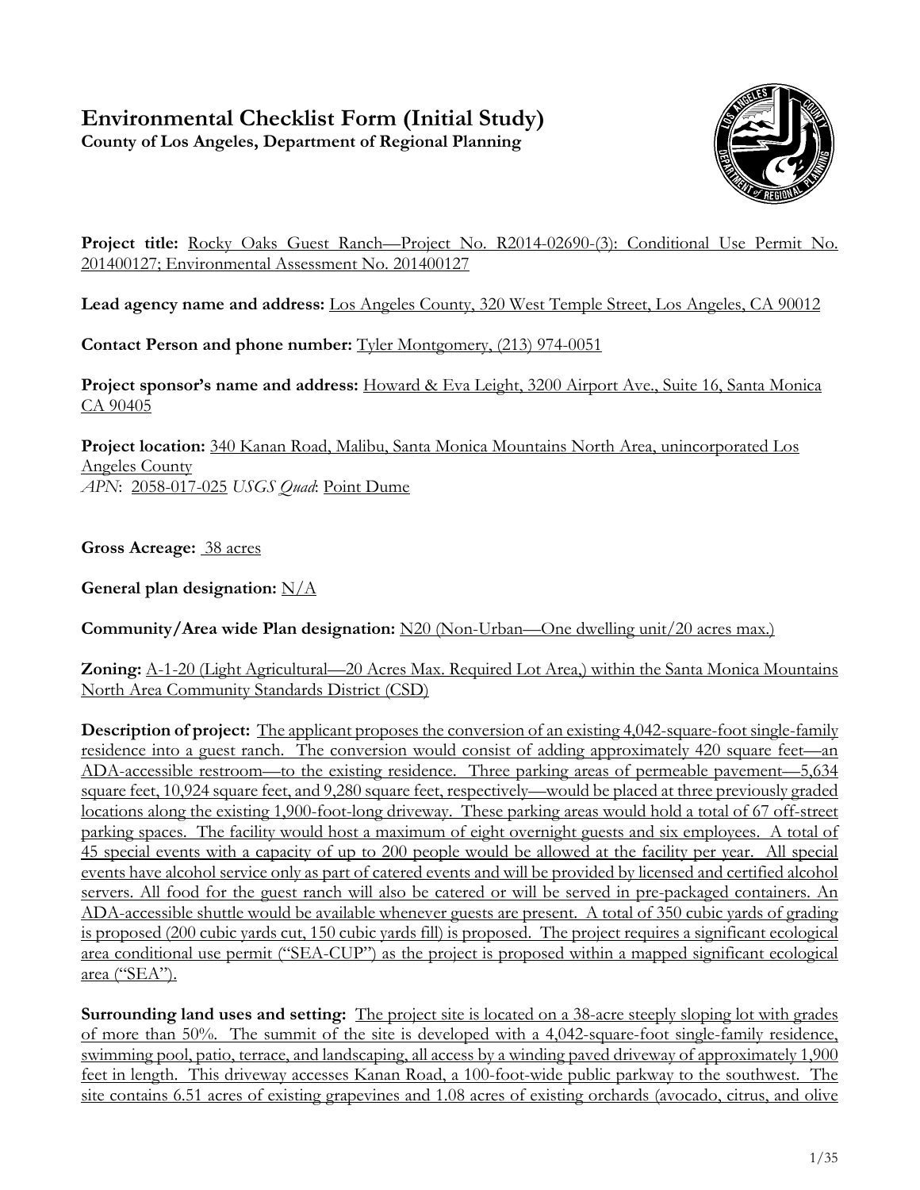# Environmental Checklist Form (Initial Study)

**County of Los Angeles, Department of Regional Planning**

**Project title:** Rocky Oaks Guest Ranch—Project No. R2014-02690-(3): Conditional Use Permit No. 201400127; Environmental Assessment No. 201400127

**Lead agency name and address:** Los Angeles County, 320 West Temple Street, Los Angeles, CA 90012

**Contact Person and phone number:** Tyler Montgomery, (213) 974-0051

**Project sponsor's name and address:** Howard & Eva Leight, 3200 Airport Ave., Suite 16, Santa Monica CA 90405

**Project location:** 340 Kanan Road, Malibu, Santa Monica Mountains North Area, unincorporated Los Angeles County
*APN*: 2058-017-025 *USGS Quad*: Point Dume

**Gross Acreage:** 38 acres

**General plan designation:** N/A

**Community/Area wide Plan designation:** N20 (Non-Urban—One dwelling unit/20 acres max.)

**Zoning:** A-1-20 (Light Agricultural—20 Acres Max. Required Lot Area,) within the Santa Monica Mountains North Area Community Standards District (CSD)

**Description of project:** The applicant proposes the conversion of an existing 4,042-square-foot single-family residence into a guest ranch. The conversion would consist of adding approximately 420 square feet—an ADA-accessible restroom—to the existing residence. Three parking areas of permeable pavement—5,634 square feet, 10,924 square feet, and 9,280 square feet, respectively—would be placed at three previously graded locations along the existing 1,900-foot-long driveway. These parking areas would hold a total of 67 off-street parking spaces. The facility would host a maximum of eight overnight guests and six employees. A total of 45 special events with a capacity of up to 200 people would be allowed at the facility per year. All special events have alcohol service only as part of catered events and will be provided by licensed and certified alcohol servers. All food for the guest ranch will also be catered or will be served in pre-packaged containers. An ADA-accessible shuttle would be available whenever guests are present. A total of 350 cubic yards of grading is proposed (200 cubic yards cut, 150 cubic yards fill) is proposed. The project requires a significant ecological area conditional use permit ("SEA-CUP") as the project is proposed within a mapped significant ecological area ("SEA").

**Surrounding land uses and setting:** The project site is located on a 38-acre steeply sloping lot with grades of more than 50%. The summit of the site is developed with a 4,042-square-foot single-family residence, swimming pool, patio, terrace, and landscaping, all access by a winding paved driveway of approximately 1,900 feet in length. This driveway accesses Kanan Road, a 100-foot-wide public parkway to the southwest. The site contains 6.51 acres of existing grapevines and 1.08 acres of existing orchards (avocado, citrus, and olive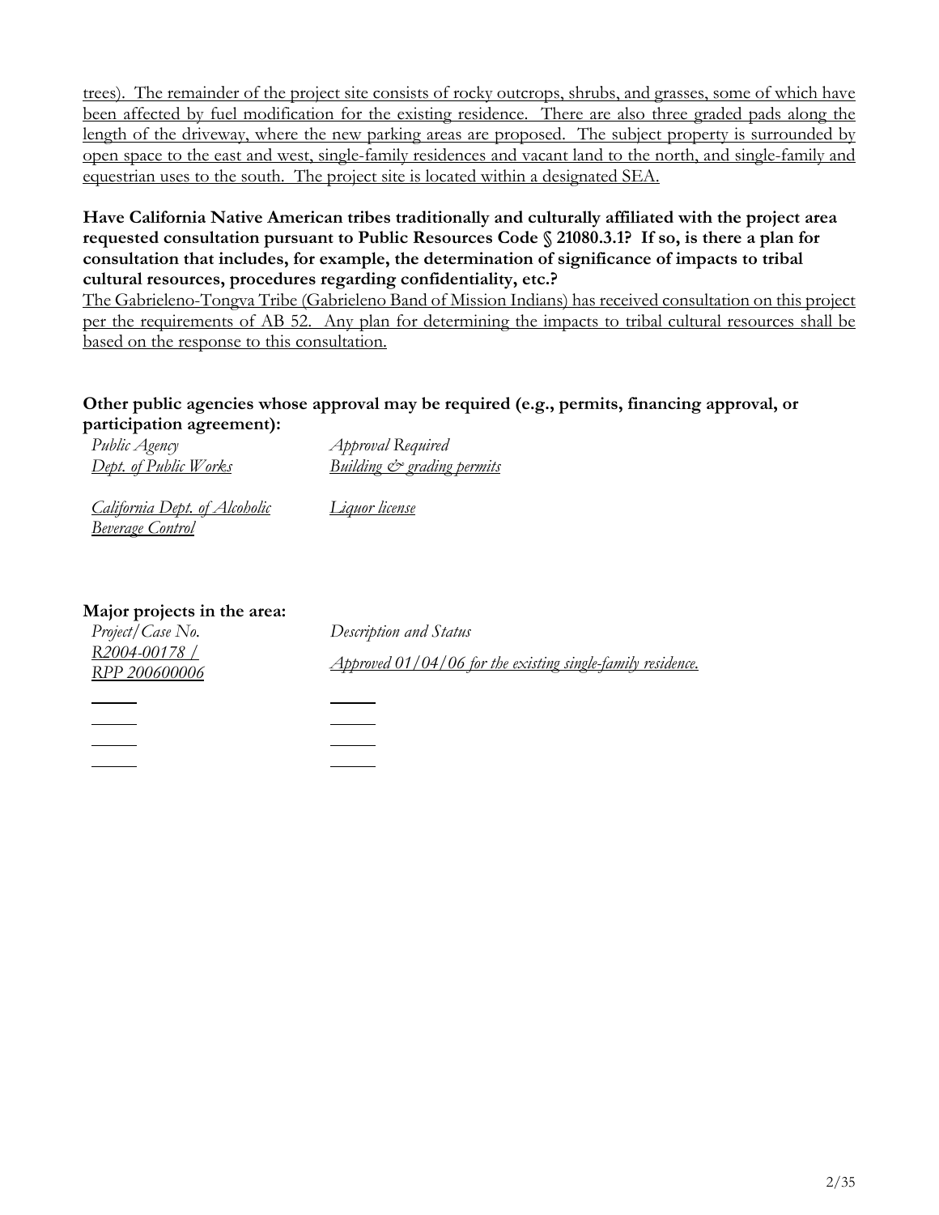trees). The remainder of the project site consists of rocky outcrops, shrubs, and grasses, some of which have been affected by fuel modification for the existing residence. There are also three graded pads along the length of the driveway, where the new parking areas are proposed. The subject property is surrounded by open space to the east and west, single-family residences and vacant land to the north, and single-family and equestrian uses to the south. The project site is located within a designated SEA.

**Have California Native American tribes traditionally and culturally affiliated with the project area requested consultation pursuant to Public Resources Code § 21080.3.1? If so, is there a plan for consultation that includes, for example, the determination of significance of impacts to tribal cultural resources, procedures regarding confidentiality, etc.?**

The Gabrieleno-Tongva Tribe (Gabrieleno Band of Mission Indians) has received consultation on this project per the requirements of AB 52. Any plan for determining the impacts to tribal cultural resources shall be based on the response to this consultation.

**Other public agencies whose approval may be required (e.g., permits, financing approval, or participation agreement):**

| *Public Agency* | *Approval Required* |
| --- | --- |
| *Dept. of Public Works* | *Building & grading permits* |
| *California Dept. of Alcoholic Beverage Control* | *Liquor license* |

**Major projects in the area:**

| *Project/Case No.* | *Description and Status* |
| --- | --- |
| *R2004-00178 / RPP 200600006* | *Approved 01/04/06 for the existing single-family residence.* |
| | |
| | |
| | |
| | |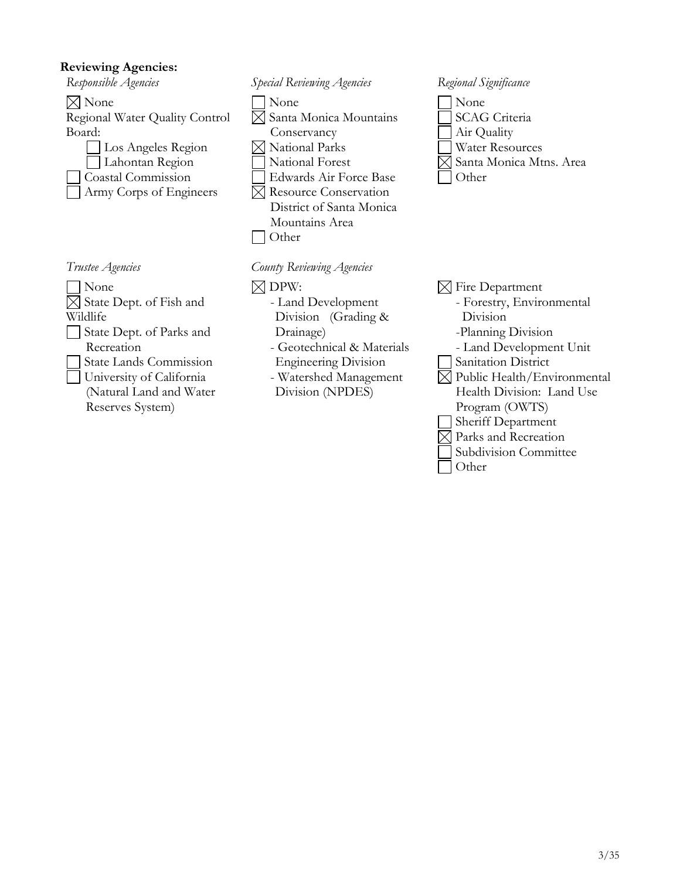**Reviewing Agencies:**

*Responsible Agencies*

- [x] None
- Regional Water Quality Control Board:
  - [ ] Los Angeles Region
  - [ ] Lahontan Region
- [ ] Coastal Commission
- [ ] Army Corps of Engineers

*Special Reviewing Agencies*

- [ ] None
- [x] Santa Monica Mountains Conservancy
- [x] National Parks
- [ ] National Forest
- [ ] Edwards Air Force Base
- [x] Resource Conservation District of Santa Monica Mountains Area
- [ ] Other

*Regional Significance*

- [ ] None
- [ ] SCAG Criteria
- [ ] Air Quality
- [ ] Water Resources
- [x] Santa Monica Mtns. Area
- [ ] Other

*Trustee Agencies*

- [ ] None
- [x] State Dept. of Fish and Wildlife
- [ ] State Dept. of Parks and Recreation
- [ ] State Lands Commission
- [ ] University of California (Natural Land and Water Reserves System)

*County Reviewing Agencies*

- [x] DPW:
  - Land Development Division (Grading & Drainage)
  - Geotechnical & Materials Engineering Division
  - Watershed Management Division (NPDES)
- [x] Fire Department
  - Forestry, Environmental Division
  - Planning Division
  - Land Development Unit
- [ ] Sanitation District
- [x] Public Health/Environmental Health Division: Land Use Program (OWTS)
- [ ] Sheriff Department
- [x] Parks and Recreation
- [ ] Subdivision Committee
- [ ] Other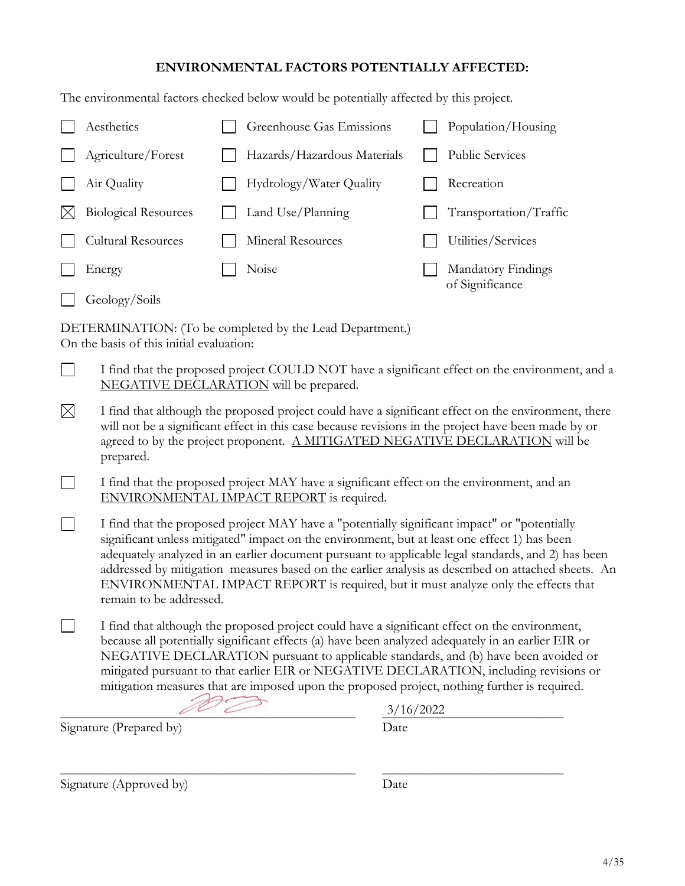## ENVIRONMENTAL FACTORS POTENTIALLY AFFECTED:

The environmental factors checked below would be potentially affected by this project.

| | | |
|---|---|---|
| ☐ Aesthetics | ☐ Greenhouse Gas Emissions | ☐ Population/Housing |
| ☐ Agriculture/Forest | ☐ Hazards/Hazardous Materials | ☐ Public Services |
| ☐ Air Quality | ☐ Hydrology/Water Quality | ☐ Recreation |
| ☒ Biological Resources | ☐ Land Use/Planning | ☐ Transportation/Traffic |
| ☐ Cultural Resources | ☐ Mineral Resources | ☐ Utilities/Services |
| ☐ Energy | ☐ Noise | ☐ Mandatory Findings of Significance |
| ☐ Geology/Soils | | |

DETERMINATION: (To be completed by the Lead Department.)
On the basis of this initial evaluation:

☐ I find that the proposed project COULD NOT have a significant effect on the environment, and a NEGATIVE DECLARATION will be prepared.

☒ I find that although the proposed project could have a significant effect on the environment, there will not be a significant effect in this case because revisions in the project have been made by or agreed to by the project proponent. A MITIGATED NEGATIVE DECLARATION will be prepared.

☐ I find that the proposed project MAY have a significant effect on the environment, and an ENVIRONMENTAL IMPACT REPORT is required.

☐ I find that the proposed project MAY have a "potentially significant impact" or "potentially significant unless mitigated" impact on the environment, but at least one effect 1) has been adequately analyzed in an earlier document pursuant to applicable legal standards, and 2) has been addressed by mitigation measures based on the earlier analysis as described on attached sheets. An ENVIRONMENTAL IMPACT REPORT is required, but it must analyze only the effects that remain to be addressed.

☐ I find that although the proposed project could have a significant effect on the environment, because all potentially significant effects (a) have been analyzed adequately in an earlier EIR or NEGATIVE DECLARATION pursuant to applicable standards, and (b) have been avoided or mitigated pursuant to that earlier EIR or NEGATIVE DECLARATION, including revisions or mitigation measures that are imposed upon the proposed project, nothing further is required.

_______________________________ 3/16/2022
Signature (Prepared by) Date

_______________________________ _______________
Signature (Approved by) Date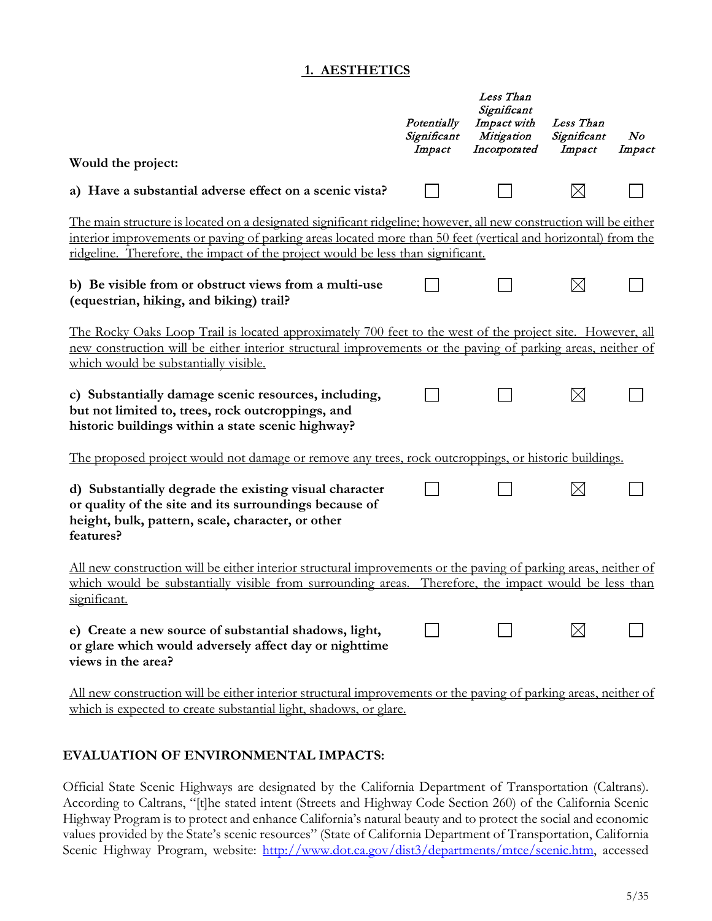## 1. AESTHETICS

| Would the project: | *Potentially Significant Impact* | *Less Than Significant Impact with Mitigation Incorporated* | *Less Than Significant Impact* | *No Impact* |
|---|---|---|---|---|
| **a) Have a substantial adverse effect on a scenic vista?** | ☐ | ☐ | ☒ | ☐ |

The main structure is located on a designated significant ridgeline; however, all new construction will be either interior improvements or paving of parking areas located more than 50 feet (vertical and horizontal) from the ridgeline. Therefore, the impact of the project would be less than significant.

| | | | | |
|---|---|---|---|---|
| **b) Be visible from or obstruct views from a multi-use (equestrian, hiking, and biking) trail?** | ☐ | ☐ | ☒ | ☐ |

The Rocky Oaks Loop Trail is located approximately 700 feet to the west of the project site. However, all new construction will be either interior structural improvements or the paving of parking areas, neither of which would be substantially visible.

| | | | | |
|---|---|---|---|---|
| **c) Substantially damage scenic resources, including, but not limited to, trees, rock outcroppings, and historic buildings within a state scenic highway?** | ☐ | ☐ | ☒ | ☐ |

The proposed project would not damage or remove any trees, rock outcroppings, or historic buildings.

| | | | | |
|---|---|---|---|---|
| **d) Substantially degrade the existing visual character or quality of the site and its surroundings because of height, bulk, pattern, scale, character, or other features?** | ☐ | ☐ | ☒ | ☐ |

All new construction will be either interior structural improvements or the paving of parking areas, neither of which would be substantially visible from surrounding areas. Therefore, the impact would be less than significant.

| | | | | |
|---|---|---|---|---|
| **e) Create a new source of substantial shadows, light, or glare which would adversely affect day or nighttime views in the area?** | ☐ | ☐ | ☒ | ☐ |

All new construction will be either interior structural improvements or the paving of parking areas, neither of which is expected to create substantial light, shadows, or glare.

### EVALUATION OF ENVIRONMENTAL IMPACTS:

Official State Scenic Highways are designated by the California Department of Transportation (Caltrans). According to Caltrans, "[t]he stated intent (Streets and Highway Code Section 260) of the California Scenic Highway Program is to protect and enhance California's natural beauty and to protect the social and economic values provided by the State's scenic resources" (State of California Department of Transportation, California Scenic Highway Program, website: http://www.dot.ca.gov/dist3/departments/mtce/scenic.htm, accessed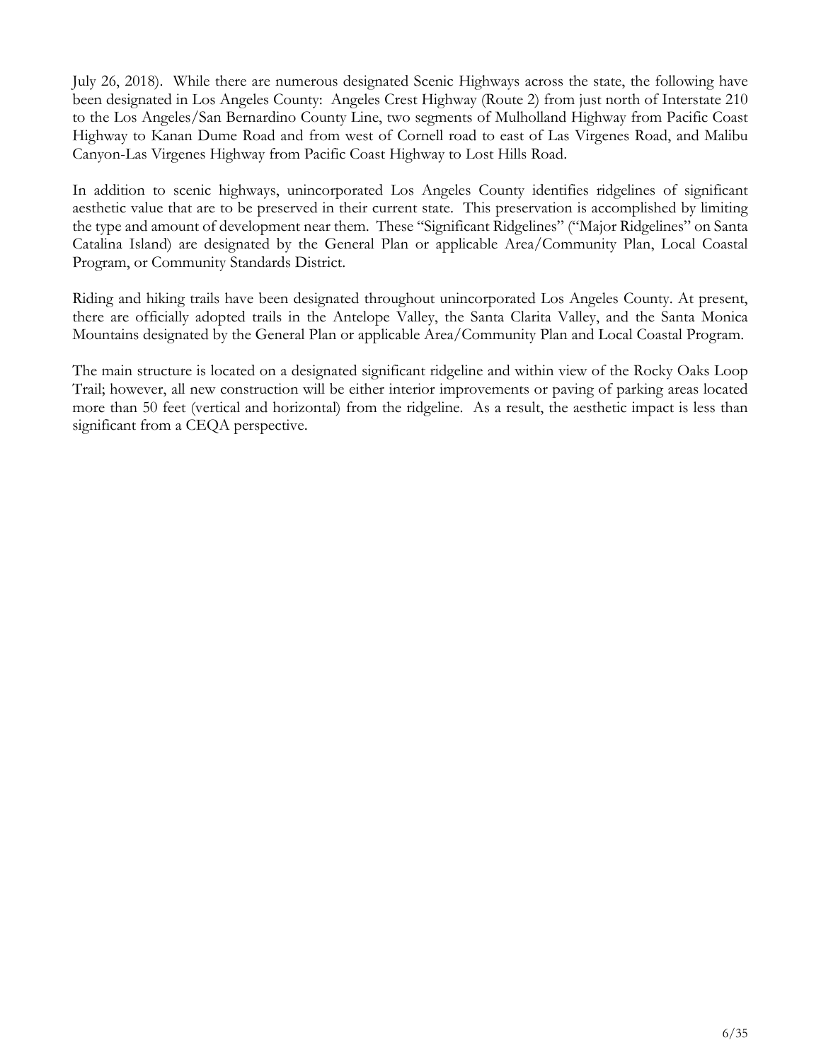July 26, 2018). While there are numerous designated Scenic Highways across the state, the following have been designated in Los Angeles County: Angeles Crest Highway (Route 2) from just north of Interstate 210 to the Los Angeles/San Bernardino County Line, two segments of Mulholland Highway from Pacific Coast Highway to Kanan Dume Road and from west of Cornell road to east of Las Virgenes Road, and Malibu Canyon-Las Virgenes Highway from Pacific Coast Highway to Lost Hills Road.

In addition to scenic highways, unincorporated Los Angeles County identifies ridgelines of significant aesthetic value that are to be preserved in their current state. This preservation is accomplished by limiting the type and amount of development near them. These "Significant Ridgelines" ("Major Ridgelines" on Santa Catalina Island) are designated by the General Plan or applicable Area/Community Plan, Local Coastal Program, or Community Standards District.

Riding and hiking trails have been designated throughout unincorporated Los Angeles County. At present, there are officially adopted trails in the Antelope Valley, the Santa Clarita Valley, and the Santa Monica Mountains designated by the General Plan or applicable Area/Community Plan and Local Coastal Program.

The main structure is located on a designated significant ridgeline and within view of the Rocky Oaks Loop Trail; however, all new construction will be either interior improvements or paving of parking areas located more than 50 feet (vertical and horizontal) from the ridgeline. As a result, the aesthetic impact is less than significant from a CEQA perspective.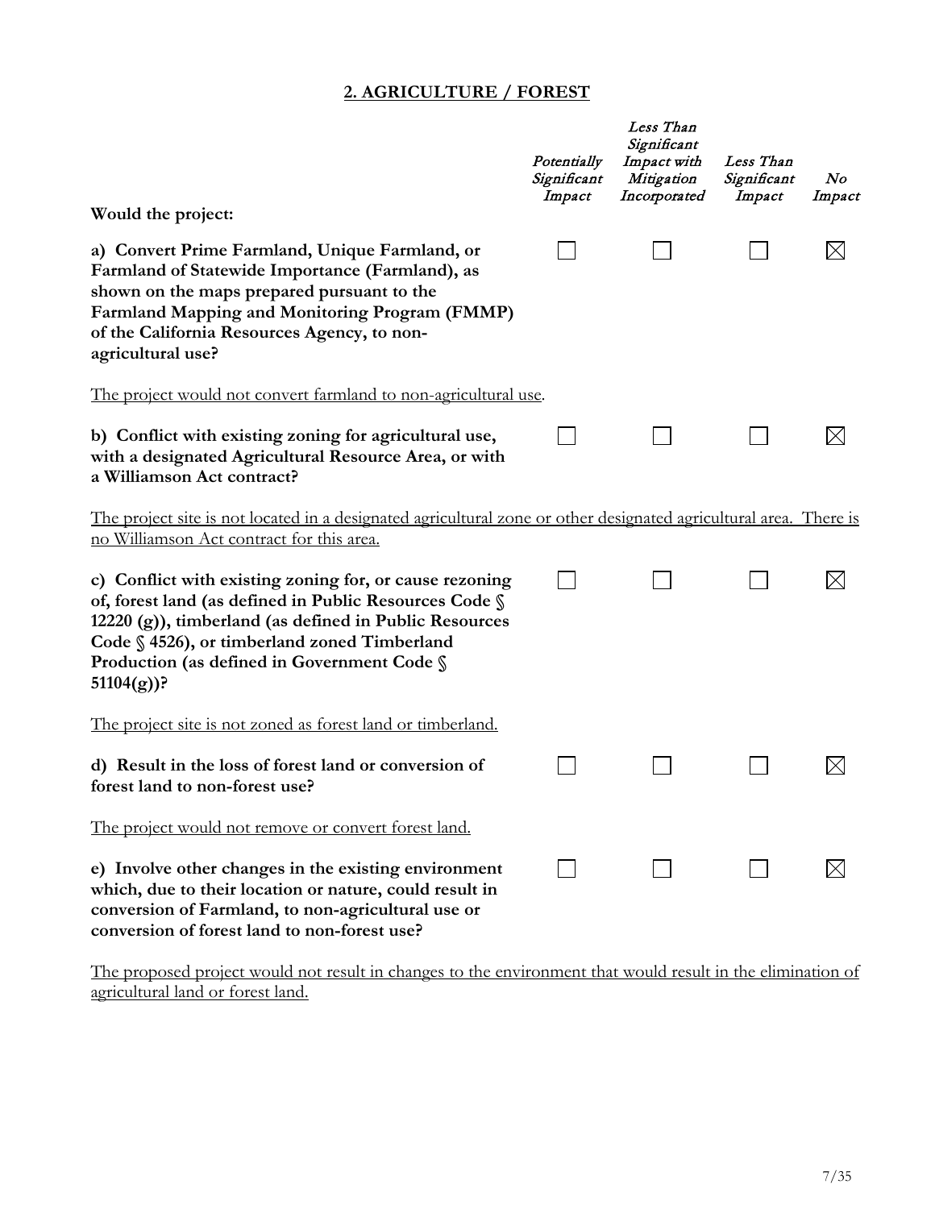## **2. AGRICULTURE / FOREST**

| Would the project: | *Potentially Significant Impact* | *Less Than Significant Impact with Mitigation Incorporated* | *Less Than Significant Impact* | *No Impact* |
|---|---|---|---|---|
| **a) Convert Prime Farmland, Unique Farmland, or Farmland of Statewide Importance (Farmland), as shown on the maps prepared pursuant to the Farmland Mapping and Monitoring Program (FMMP) of the California Resources Agency, to non-agricultural use?** | ☐ | ☐ | ☐ | ☒ |

The project would not convert farmland to non-agricultural use.

| | | | | |
|---|---|---|---|---|
| **b) Conflict with existing zoning for agricultural use, with a designated Agricultural Resource Area, or with a Williamson Act contract?** | ☐ | ☐ | ☐ | ☒ |

The project site is not located in a designated agricultural zone or other designated agricultural area. There is no Williamson Act contract for this area.

| | | | | |
|---|---|---|---|---|
| **c) Conflict with existing zoning for, or cause rezoning of, forest land (as defined in Public Resources Code § 12220 (g)), timberland (as defined in Public Resources Code § 4526), or timberland zoned Timberland Production (as defined in Government Code § 51104(g))?** | ☐ | ☐ | ☐ | ☒ |

The project site is not zoned as forest land or timberland.

| | | | | |
|---|---|---|---|---|
| **d) Result in the loss of forest land or conversion of forest land to non-forest use?** | ☐ | ☐ | ☐ | ☒ |

The project would not remove or convert forest land.

| | | | | |
|---|---|---|---|---|
| **e) Involve other changes in the existing environment which, due to their location or nature, could result in conversion of Farmland, to non-agricultural use or conversion of forest land to non-forest use?** | ☐ | ☐ | ☐ | ☒ |

The proposed project would not result in changes to the environment that would result in the elimination of agricultural land or forest land.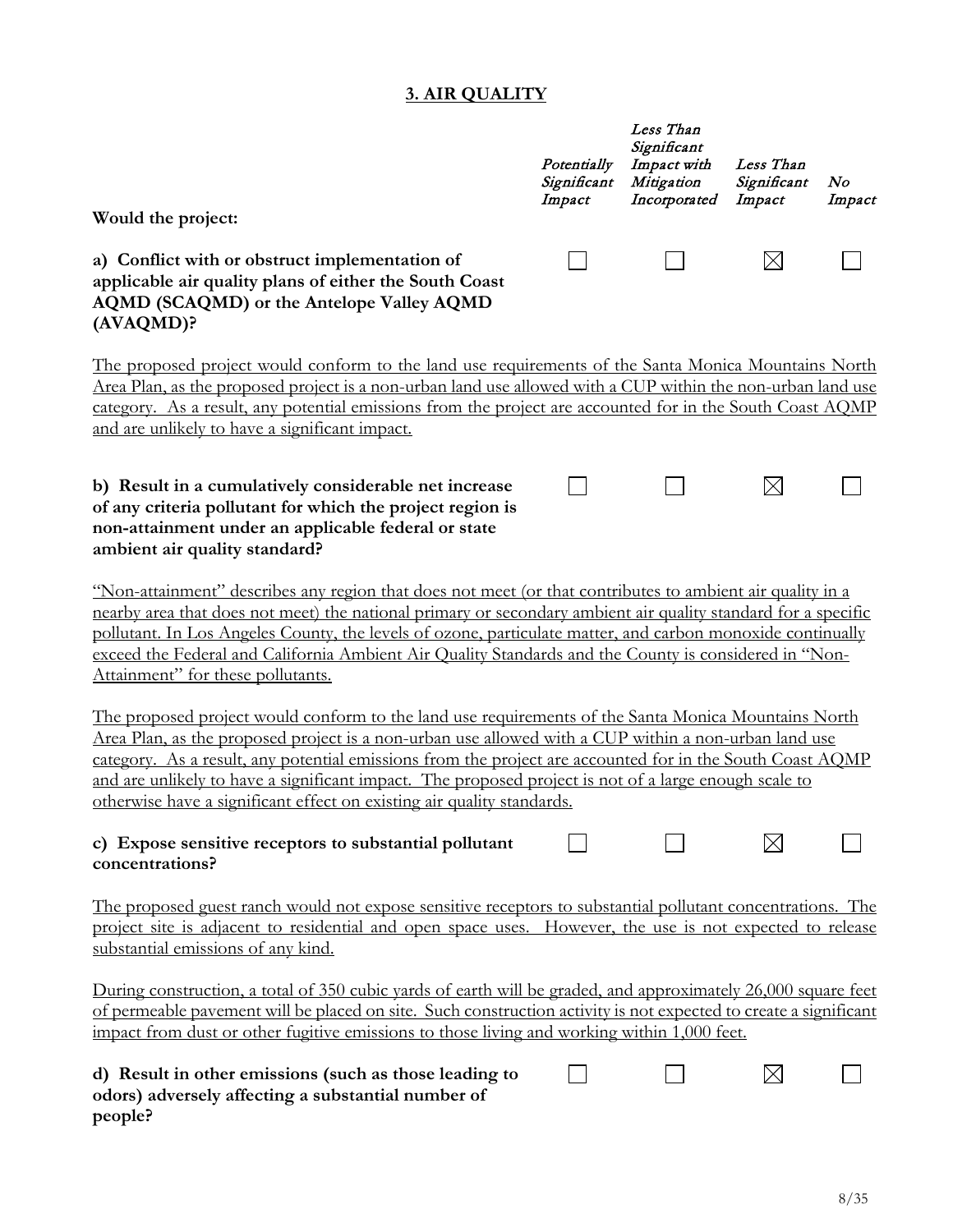## 3. AIR QUALITY

| Would the project: | *Potentially Significant Impact* | *Less Than Significant Impact with Mitigation Incorporated* | *Less Than Significant Impact* | *No Impact* |
|---|---|---|---|---|
| **a) Conflict with or obstruct implementation of applicable air quality plans of either the South Coast AQMD (SCAQMD) or the Antelope Valley AQMD (AVAQMD)?** | ☐ | ☐ | ☒ | ☐ |

The proposed project would conform to the land use requirements of the Santa Monica Mountains North Area Plan, as the proposed project is a non-urban land use allowed with a CUP within the non-urban land use category. As a result, any potential emissions from the project are accounted for in the South Coast AQMP and are unlikely to have a significant impact.

| | *Potentially Significant Impact* | *Less Than Significant Impact with Mitigation Incorporated* | *Less Than Significant Impact* | *No Impact* |
|---|---|---|---|---|
| **b) Result in a cumulatively considerable net increase of any criteria pollutant for which the project region is non-attainment under an applicable federal or state ambient air quality standard?** | ☐ | ☐ | ☒ | ☐ |

"Non-attainment" describes any region that does not meet (or that contributes to ambient air quality in a nearby area that does not meet) the national primary or secondary ambient air quality standard for a specific pollutant. In Los Angeles County, the levels of ozone, particulate matter, and carbon monoxide continually exceed the Federal and California Ambient Air Quality Standards and the County is considered in "Non-Attainment" for these pollutants.

The proposed project would conform to the land use requirements of the Santa Monica Mountains North Area Plan, as the proposed project is a non-urban use allowed with a CUP within a non-urban land use category. As a result, any potential emissions from the project are accounted for in the South Coast AQMP and are unlikely to have a significant impact. The proposed project is not of a large enough scale to otherwise have a significant effect on existing air quality standards.

| | *Potentially Significant Impact* | *Less Than Significant Impact with Mitigation Incorporated* | *Less Than Significant Impact* | *No Impact* |
|---|---|---|---|---|
| **c) Expose sensitive receptors to substantial pollutant concentrations?** | ☐ | ☐ | ☒ | ☐ |

The proposed guest ranch would not expose sensitive receptors to substantial pollutant concentrations. The project site is adjacent to residential and open space uses. However, the use is not expected to release substantial emissions of any kind.

During construction, a total of 350 cubic yards of earth will be graded, and approximately 26,000 square feet of permeable pavement will be placed on site. Such construction activity is not expected to create a significant impact from dust or other fugitive emissions to those living and working within 1,000 feet.

| | *Potentially Significant Impact* | *Less Than Significant Impact with Mitigation Incorporated* | *Less Than Significant Impact* | *No Impact* |
|---|---|---|---|---|
| **d) Result in other emissions (such as those leading to odors) adversely affecting a substantial number of people?** | ☐ | ☐ | ☒ | ☐ |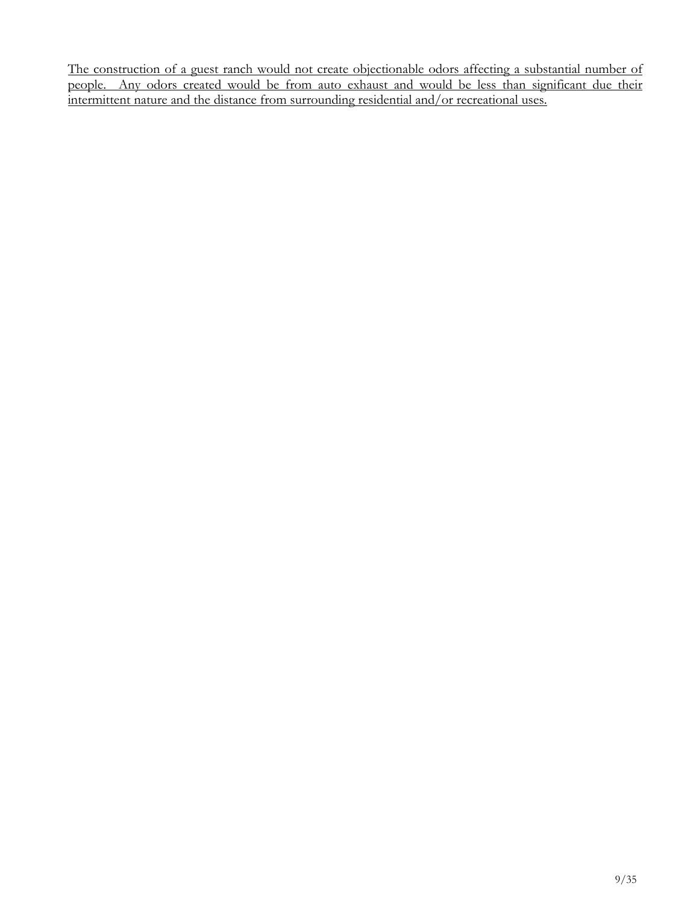<u>The construction of a guest ranch would not create objectionable odors affecting a substantial number of people. Any odors created would be from auto exhaust and would be less than significant due their intermittent nature and the distance from surrounding residential and/or recreational uses.</u>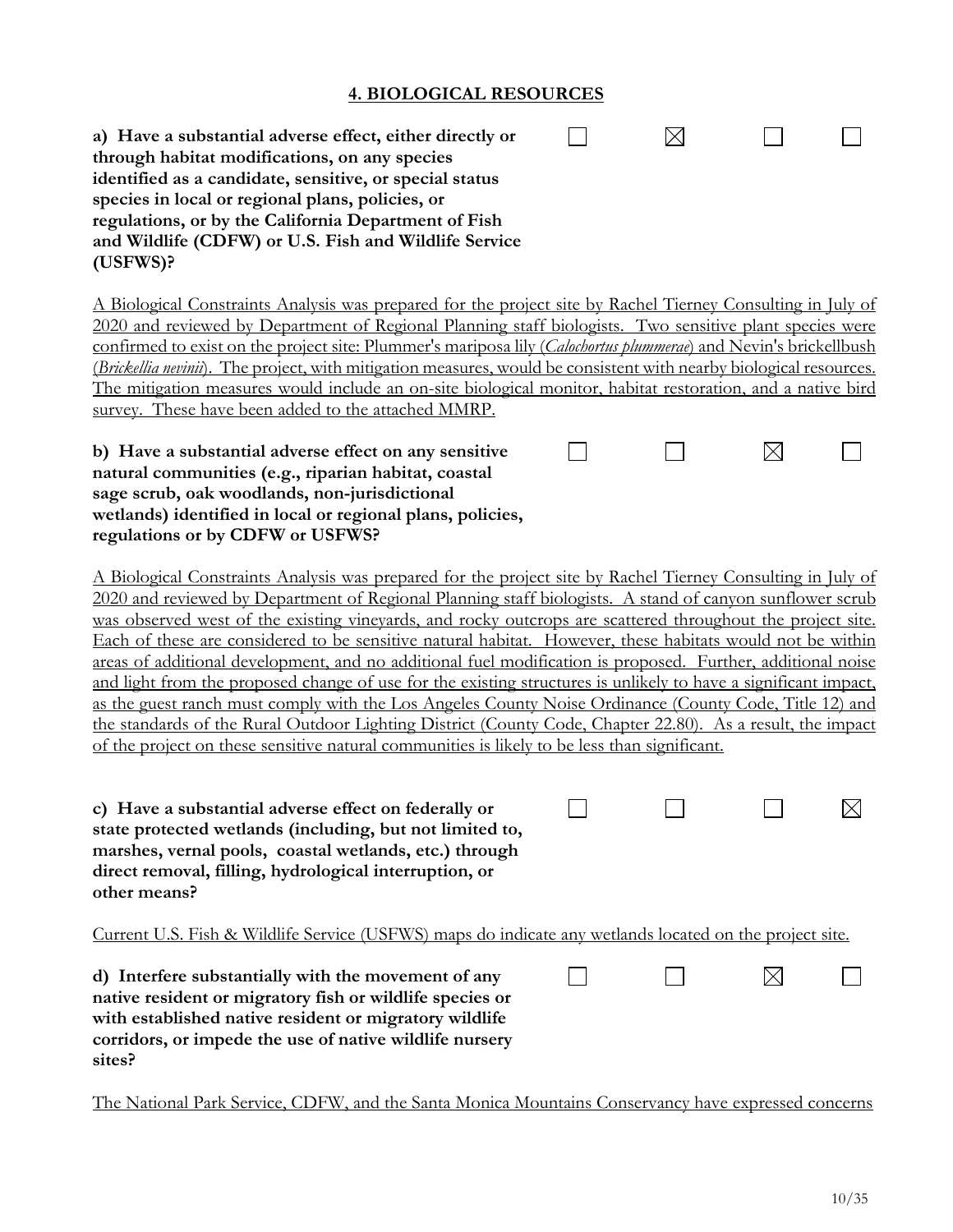## 4. BIOLOGICAL RESOURCES

| | | | | |
|---|---|---|---|---|
| **a) Have a substantial adverse effect, either directly or through habitat modifications, on any species identified as a candidate, sensitive, or special status species in local or regional plans, policies, or regulations, or by the California Department of Fish and Wildlife (CDFW) or U.S. Fish and Wildlife Service (USFWS)?** | ☐ | ☒ | ☐ | ☐ |

A Biological Constraints Analysis was prepared for the project site by Rachel Tierney Consulting in July of 2020 and reviewed by Department of Regional Planning staff biologists. Two sensitive plant species were confirmed to exist on the project site: Plummer's mariposa lily (*Calochortus plummerae*) and Nevin's brickellbush (*Brickellia nevinii*). The project, with mitigation measures, would be consistent with nearby biological resources. The mitigation measures would include an on-site biological monitor, habitat restoration, and a native bird survey. These have been added to the attached MMRP.

| | | | | |
|---|---|---|---|---|
| **b) Have a substantial adverse effect on any sensitive natural communities (e.g., riparian habitat, coastal sage scrub, oak woodlands, non-jurisdictional wetlands) identified in local or regional plans, policies, regulations or by CDFW or USFWS?** | ☐ | ☐ | ☒ | ☐ |

A Biological Constraints Analysis was prepared for the project site by Rachel Tierney Consulting in July of 2020 and reviewed by Department of Regional Planning staff biologists. A stand of canyon sunflower scrub was observed west of the existing vineyards, and rocky outcrops are scattered throughout the project site. Each of these are considered to be sensitive natural habitat. However, these habitats would not be within areas of additional development, and no additional fuel modification is proposed. Further, additional noise and light from the proposed change of use for the existing structures is unlikely to have a significant impact, as the guest ranch must comply with the Los Angeles County Noise Ordinance (County Code, Title 12) and the standards of the Rural Outdoor Lighting District (County Code, Chapter 22.80). As a result, the impact of the project on these sensitive natural communities is likely to be less than significant.

| | | | | |
|---|---|---|---|---|
| **c) Have a substantial adverse effect on federally or state protected wetlands (including, but not limited to, marshes, vernal pools, coastal wetlands, etc.) through direct removal, filling, hydrological interruption, or other means?** | ☐ | ☐ | ☐ | ☒ |

Current U.S. Fish & Wildlife Service (USFWS) maps do indicate any wetlands located on the project site.

| | | | | |
|---|---|---|---|---|
| **d) Interfere substantially with the movement of any native resident or migratory fish or wildlife species or with established native resident or migratory wildlife corridors, or impede the use of native wildlife nursery sites?** | ☐ | ☐ | ☒ | ☐ |

The National Park Service, CDFW, and the Santa Monica Mountains Conservancy have expressed concerns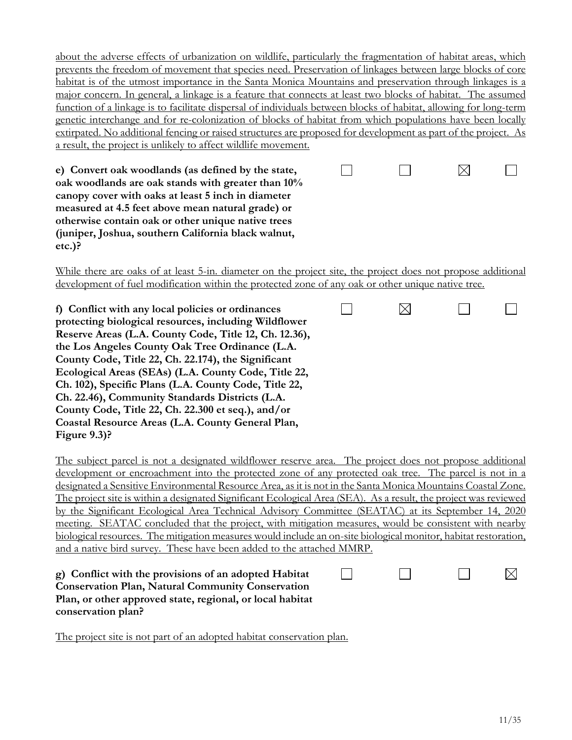about the adverse effects of urbanization on wildlife, particularly the fragmentation of habitat areas, which prevents the freedom of movement that species need. Preservation of linkages between large blocks of core habitat is of the utmost importance in the Santa Monica Mountains and preservation through linkages is a major concern. In general, a linkage is a feature that connects at least two blocks of habitat. The assumed function of a linkage is to facilitate dispersal of individuals between blocks of habitat, allowing for long-term genetic interchange and for re-colonization of blocks of habitat from which populations have been locally extirpated. No additional fencing or raised structures are proposed for development as part of the project. As a result, the project is unlikely to affect wildlife movement.

| | | | | |
|---|---|---|---|---|
| **e) Convert oak woodlands (as defined by the state, oak woodlands are oak stands with greater than 10% canopy cover with oaks at least 5 inch in diameter measured at 4.5 feet above mean natural grade) or otherwise contain oak or other unique native trees (juniper, Joshua, southern California black walnut, etc.)?** | ☐ | ☐ | ☒ | ☐ |

While there are oaks of at least 5-in. diameter on the project site, the project does not propose additional development of fuel modification within the protected zone of any oak or other unique native tree.

| | | | | |
|---|---|---|---|---|
| **f) Conflict with any local policies or ordinances protecting biological resources, including Wildflower Reserve Areas (L.A. County Code, Title 12, Ch. 12.36), the Los Angeles County Oak Tree Ordinance (L.A. County Code, Title 22, Ch. 22.174), the Significant Ecological Areas (SEAs) (L.A. County Code, Title 22, Ch. 102), Specific Plans (L.A. County Code, Title 22, Ch. 22.46), Community Standards Districts (L.A. County Code, Title 22, Ch. 22.300 et seq.), and/or Coastal Resource Areas (L.A. County General Plan, Figure 9.3)?** | ☐ | ☒ | ☐ | ☐ |

The subject parcel is not a designated wildflower reserve area. The project does not propose additional development or encroachment into the protected zone of any protected oak tree. The parcel is not in a designated a Sensitive Environmental Resource Area, as it is not in the Santa Monica Mountains Coastal Zone. The project site is within a designated Significant Ecological Area (SEA). As a result, the project was reviewed by the Significant Ecological Area Technical Advisory Committee (SEATAC) at its September 14, 2020 meeting. SEATAC concluded that the project, with mitigation measures, would be consistent with nearby biological resources. The mitigation measures would include an on-site biological monitor, habitat restoration, and a native bird survey. These have been added to the attached MMRP.

| | | | | |
|---|---|---|---|---|
| **g) Conflict with the provisions of an adopted Habitat Conservation Plan, Natural Community Conservation Plan, or other approved state, regional, or local habitat conservation plan?** | ☐ | ☐ | ☐ | ☒ |

The project site is not part of an adopted habitat conservation plan.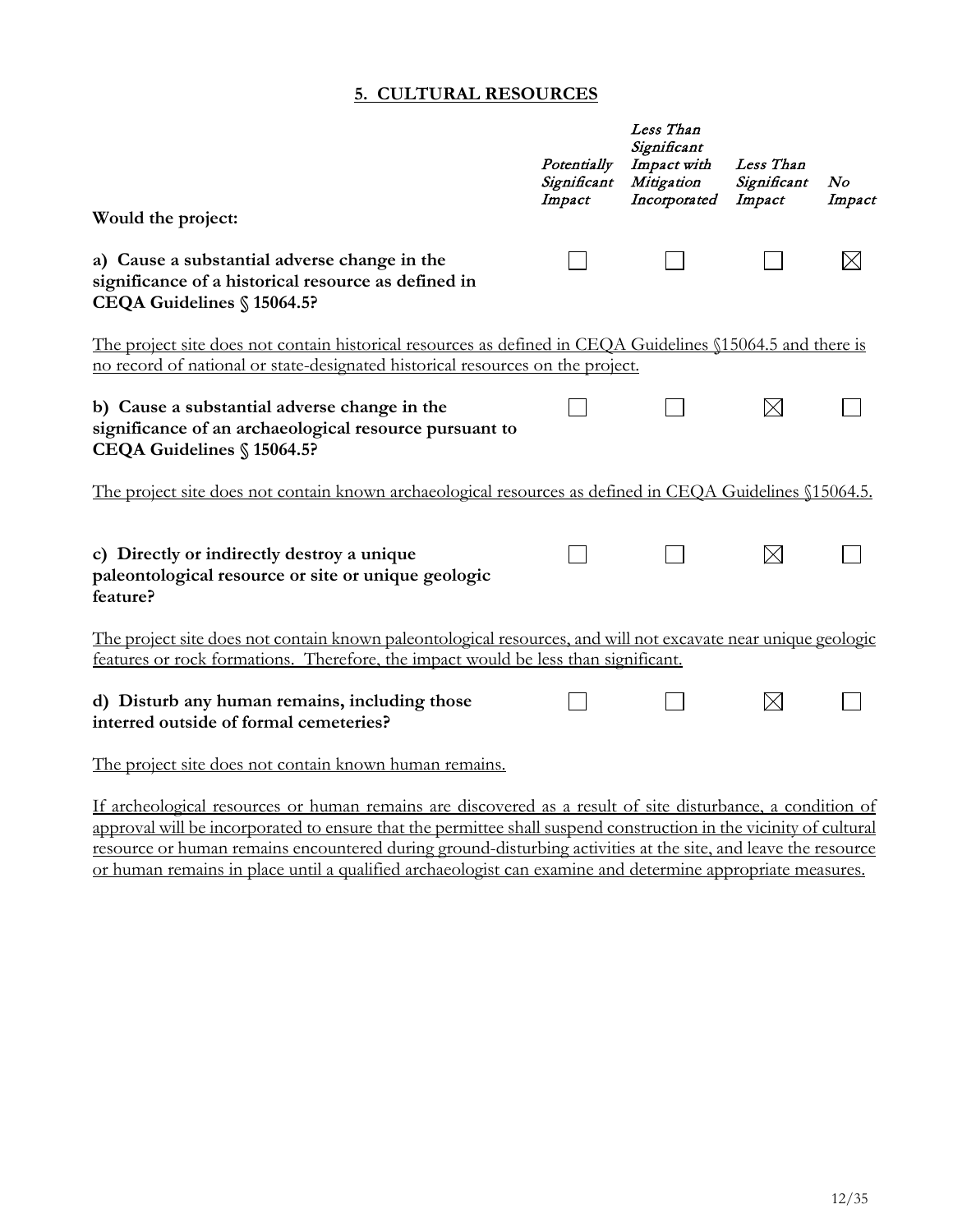## 5. CULTURAL RESOURCES

| Would the project: | *Potentially Significant Impact* | *Less Than Significant Impact with Mitigation Incorporated* | *Less Than Significant Impact* | *No Impact* |
|---|---|---|---|---|
| **a) Cause a substantial adverse change in the significance of a historical resource as defined in CEQA Guidelines § 15064.5?** | ☐ | ☐ | ☐ | ☒ |

The project site does not contain historical resources as defined in CEQA Guidelines §15064.5 and there is no record of national or state-designated historical resources on the project.

| | | | | |
|---|---|---|---|---|
| **b) Cause a substantial adverse change in the significance of an archaeological resource pursuant to CEQA Guidelines § 15064.5?** | ☐ | ☐ | ☒ | ☐ |

The project site does not contain known archaeological resources as defined in CEQA Guidelines §15064.5.

| | | | | |
|---|---|---|---|---|
| **c) Directly or indirectly destroy a unique paleontological resource or site or unique geologic feature?** | ☐ | ☐ | ☒ | ☐ |

The project site does not contain known paleontological resources, and will not excavate near unique geologic features or rock formations. Therefore, the impact would be less than significant.

| | | | | |
|---|---|---|---|---|
| **d) Disturb any human remains, including those interred outside of formal cemeteries?** | ☐ | ☐ | ☒ | ☐ |

The project site does not contain known human remains.

If archeological resources or human remains are discovered as a result of site disturbance, a condition of approval will be incorporated to ensure that the permittee shall suspend construction in the vicinity of cultural resource or human remains encountered during ground-disturbing activities at the site, and leave the resource or human remains in place until a qualified archaeologist can examine and determine appropriate measures.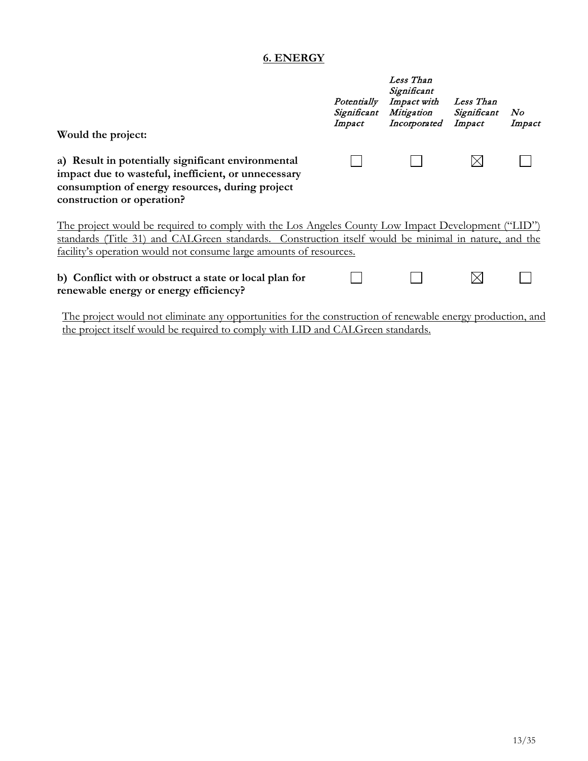## 6. ENERGY

| Would the project: | *Potentially Significant Impact* | *Less Than Significant Impact with Mitigation Incorporated* | *Less Than Significant Impact* | *No Impact* |
|---|---|---|---|---|
| **a) Result in potentially significant environmental impact due to wasteful, inefficient, or unnecessary consumption of energy resources, during project construction or operation?** | ☐ | ☐ | ☒ | ☐ |

The project would be required to comply with the Los Angeles County Low Impact Development ("LID") standards (Title 31) and CALGreen standards. Construction itself would be minimal in nature, and the facility's operation would not consume large amounts of resources.

| | *Potentially Significant Impact* | *Less Than Significant Impact with Mitigation Incorporated* | *Less Than Significant Impact* | *No Impact* |
|---|---|---|---|---|
| **b) Conflict with or obstruct a state or local plan for renewable energy or energy efficiency?** | ☐ | ☐ | ☒ | ☐ |

The project would not eliminate any opportunities for the construction of renewable energy production, and the project itself would be required to comply with LID and CALGreen standards.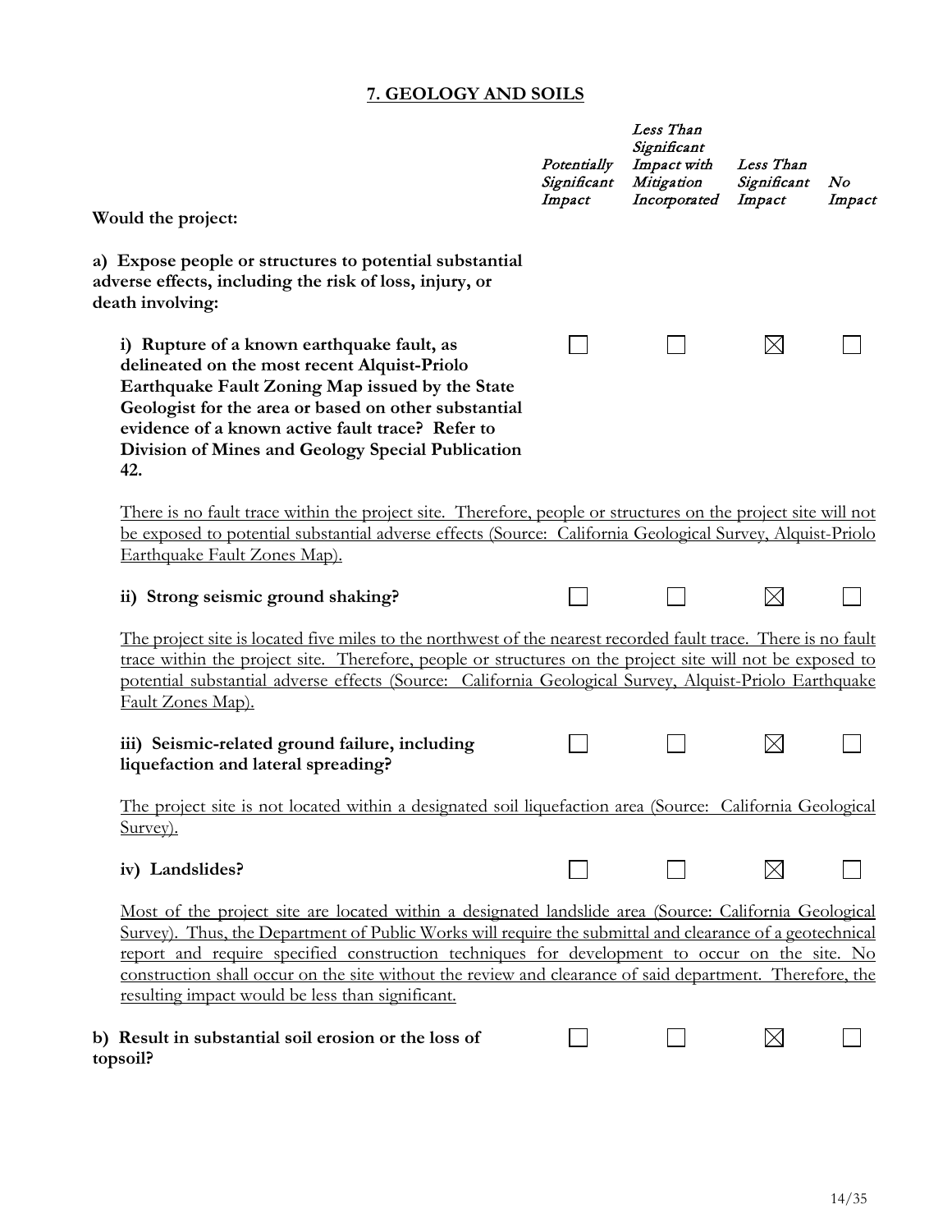## 7. GEOLOGY AND SOILS

| Would the project: | *Potentially Significant Impact* | *Less Than Significant Impact with Mitigation Incorporated* | *Less Than Significant Impact* | *No Impact* |
|---|---|---|---|---|
| **a) Expose people or structures to potential substantial adverse effects, including the risk of loss, injury, or death involving:** | | | | |
| **i) Rupture of a known earthquake fault, as delineated on the most recent Alquist-Priolo Earthquake Fault Zoning Map issued by the State Geologist for the area or based on other substantial evidence of a known active fault trace? Refer to Division of Mines and Geology Special Publication 42.** | ☐ | ☐ | ☒ | ☐ |

There is no fault trace within the project site. Therefore, people or structures on the project site will not be exposed to potential substantial adverse effects (Source: California Geological Survey, Alquist-Priolo Earthquake Fault Zones Map).

| | *Potentially Significant Impact* | *Less Than Significant Impact with Mitigation Incorporated* | *Less Than Significant Impact* | *No Impact* |
|---|---|---|---|---|
| **ii) Strong seismic ground shaking?** | ☐ | ☐ | ☒ | ☐ |

The project site is located five miles to the northwest of the nearest recorded fault trace. There is no fault trace within the project site. Therefore, people or structures on the project site will not be exposed to potential substantial adverse effects (Source: California Geological Survey, Alquist-Priolo Earthquake Fault Zones Map).

| | *Potentially Significant Impact* | *Less Than Significant Impact with Mitigation Incorporated* | *Less Than Significant Impact* | *No Impact* |
|---|---|---|---|---|
| **iii) Seismic-related ground failure, including liquefaction and lateral spreading?** | ☐ | ☐ | ☒ | ☐ |

The project site is not located within a designated soil liquefaction area (Source: California Geological Survey).

| | *Potentially Significant Impact* | *Less Than Significant Impact with Mitigation Incorporated* | *Less Than Significant Impact* | *No Impact* |
|---|---|---|---|---|
| **iv) Landslides?** | ☐ | ☐ | ☒ | ☐ |

Most of the project site are located within a designated landslide area (Source: California Geological Survey). Thus, the Department of Public Works will require the submittal and clearance of a geotechnical report and require specified construction techniques for development to occur on the site. No construction shall occur on the site without the review and clearance of said department. Therefore, the resulting impact would be less than significant.

| | *Potentially Significant Impact* | *Less Than Significant Impact with Mitigation Incorporated* | *Less Than Significant Impact* | *No Impact* |
|---|---|---|---|---|
| **b) Result in substantial soil erosion or the loss of topsoil?** | ☐ | ☐ | ☒ | ☐ |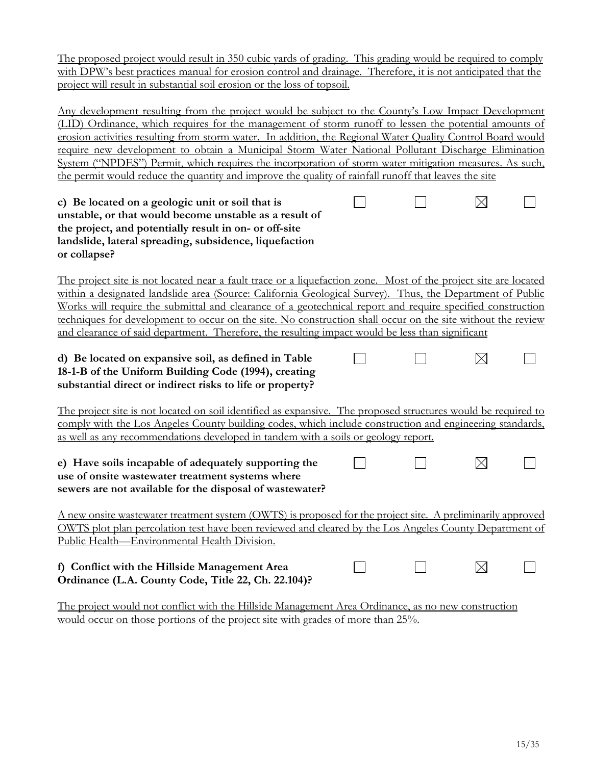The proposed project would result in 350 cubic yards of grading. This grading would be required to comply with DPW's best practices manual for erosion control and drainage. Therefore, it is not anticipated that the project will result in substantial soil erosion or the loss of topsoil.

Any development resulting from the project would be subject to the County's Low Impact Development (LID) Ordinance, which requires for the management of storm runoff to lessen the potential amounts of erosion activities resulting from storm water. In addition, the Regional Water Quality Control Board would require new development to obtain a Municipal Storm Water National Pollutant Discharge Elimination System ("NPDES") Permit, which requires the incorporation of storm water mitigation measures. As such, the permit would reduce the quantity and improve the quality of rainfall runoff that leaves the site

| | | | | |
|---|---|---|---|---|
| **c) Be located on a geologic unit or soil that is unstable, or that would become unstable as a result of the project, and potentially result in on- or off-site landslide, lateral spreading, subsidence, liquefaction or collapse?** | ☐ | ☐ | ☒ | ☐ |

The project site is not located near a fault trace or a liquefaction zone. Most of the project site are located within a designated landslide area (Source: California Geological Survey). Thus, the Department of Public Works will require the submittal and clearance of a geotechnical report and require specified construction techniques for development to occur on the site. No construction shall occur on the site without the review and clearance of said department. Therefore, the resulting impact would be less than significant

| | | | | |
|---|---|---|---|---|
| **d) Be located on expansive soil, as defined in Table 18-1-B of the Uniform Building Code (1994), creating substantial direct or indirect risks to life or property?** | ☐ | ☐ | ☒ | ☐ |

The project site is not located on soil identified as expansive. The proposed structures would be required to comply with the Los Angeles County building codes, which include construction and engineering standards, as well as any recommendations developed in tandem with a soils or geology report.

| | | | | |
|---|---|---|---|---|
| **e) Have soils incapable of adequately supporting the use of onsite wastewater treatment systems where sewers are not available for the disposal of wastewater?** | ☐ | ☐ | ☒ | ☐ |

A new onsite wastewater treatment system (OWTS) is proposed for the project site. A preliminarily approved OWTS plot plan percolation test have been reviewed and cleared by the Los Angeles County Department of Public Health—Environmental Health Division.

| | | | | |
|---|---|---|---|---|
| **f) Conflict with the Hillside Management Area Ordinance (L.A. County Code, Title 22, Ch. 22.104)?** | ☐ | ☐ | ☒ | ☐ |

The project would not conflict with the Hillside Management Area Ordinance, as no new construction would occur on those portions of the project site with grades of more than 25%.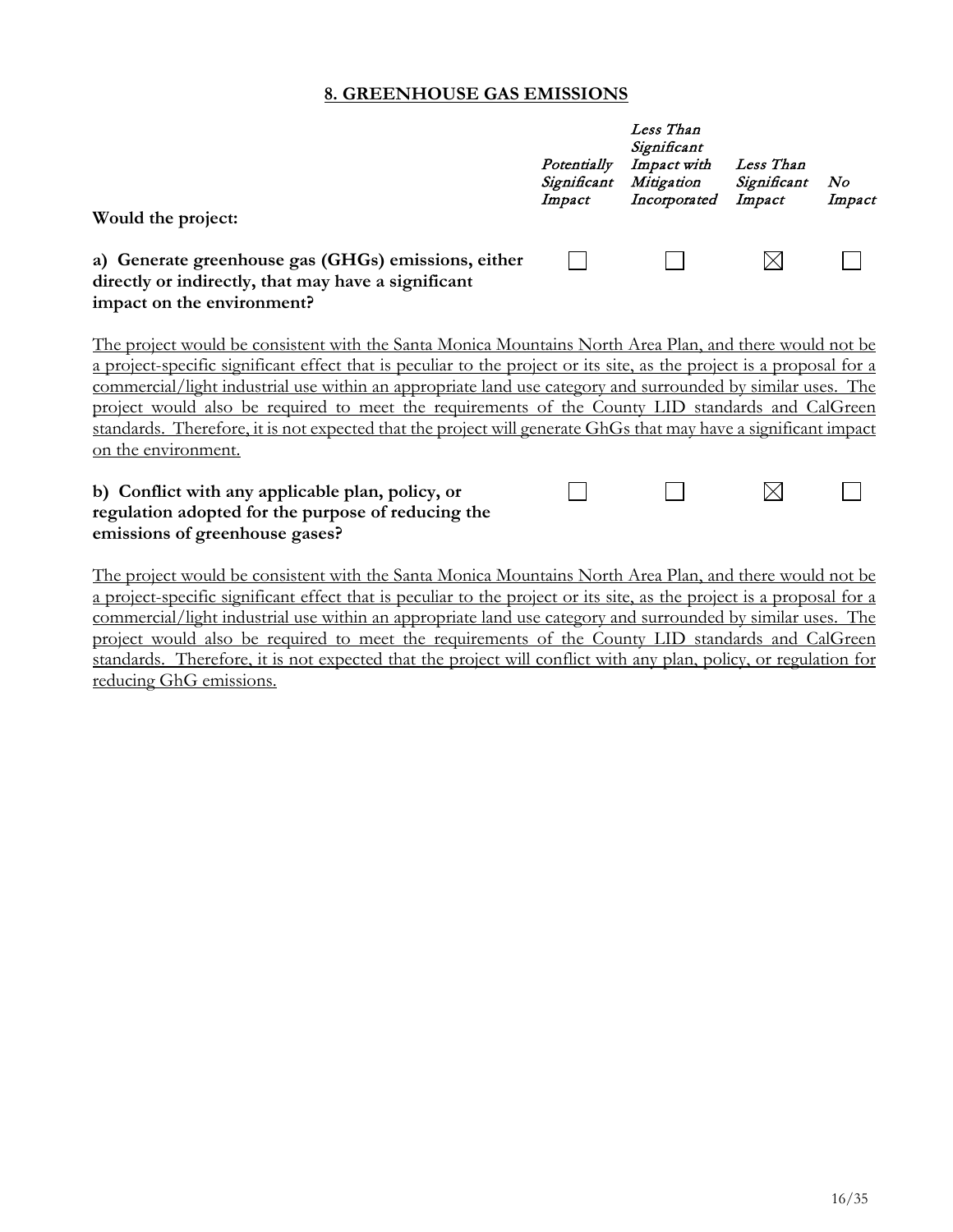## 8. GREENHOUSE GAS EMISSIONS

| Would the project: | *Potentially Significant Impact* | *Less Than Significant Impact with Mitigation Incorporated* | *Less Than Significant Impact* | *No Impact* |
|---|---|---|---|---|
| **a) Generate greenhouse gas (GHGs) emissions, either directly or indirectly, that may have a significant impact on the environment?** | ☐ | ☐ | ☒ | ☐ |

The project would be consistent with the Santa Monica Mountains North Area Plan, and there would not be a project-specific significant effect that is peculiar to the project or its site, as the project is a proposal for a commercial/light industrial use within an appropriate land use category and surrounded by similar uses. The project would also be required to meet the requirements of the County LID standards and CalGreen standards. Therefore, it is not expected that the project will generate GhGs that may have a significant impact on the environment.

| | *Potentially Significant Impact* | *Less Than Significant Impact with Mitigation Incorporated* | *Less Than Significant Impact* | *No Impact* |
|---|---|---|---|---|
| **b) Conflict with any applicable plan, policy, or regulation adopted for the purpose of reducing the emissions of greenhouse gases?** | ☐ | ☐ | ☒ | ☐ |

The project would be consistent with the Santa Monica Mountains North Area Plan, and there would not be a project-specific significant effect that is peculiar to the project or its site, as the project is a proposal for a commercial/light industrial use within an appropriate land use category and surrounded by similar uses. The project would also be required to meet the requirements of the County LID standards and CalGreen standards. Therefore, it is not expected that the project will conflict with any plan, policy, or regulation for reducing GhG emissions.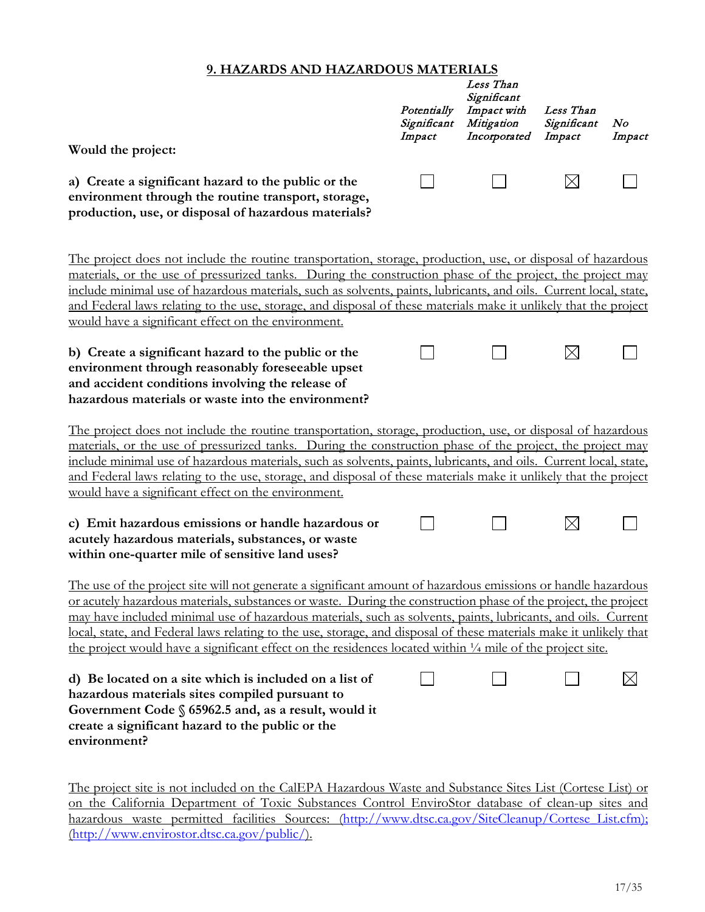## 9. HAZARDS AND HAZARDOUS MATERIALS

| Would the project: | *Potentially Significant Impact* | *Less Than Significant Impact with Mitigation Incorporated* | *Less Than Significant Impact* | *No Impact* |
|---|---|---|---|---|
| **a) Create a significant hazard to the public or the environment through the routine transport, storage, production, use, or disposal of hazardous materials?** | ☐ | ☐ | ☒ | ☐ |

The project does not include the routine transportation, storage, production, use, or disposal of hazardous materials, or the use of pressurized tanks. During the construction phase of the project, the project may include minimal use of hazardous materials, such as solvents, paints, lubricants, and oils. Current local, state, and Federal laws relating to the use, storage, and disposal of these materials make it unlikely that the project would have a significant effect on the environment.

| | | | | |
|---|---|---|---|---|
| **b) Create a significant hazard to the public or the environment through reasonably foreseeable upset and accident conditions involving the release of hazardous materials or waste into the environment?** | ☐ | ☐ | ☒ | ☐ |

The project does not include the routine transportation, storage, production, use, or disposal of hazardous materials, or the use of pressurized tanks. During the construction phase of the project, the project may include minimal use of hazardous materials, such as solvents, paints, lubricants, and oils. Current local, state, and Federal laws relating to the use, storage, and disposal of these materials make it unlikely that the project would have a significant effect on the environment.

| | | | | |
|---|---|---|---|---|
| **c) Emit hazardous emissions or handle hazardous or acutely hazardous materials, substances, or waste within one-quarter mile of sensitive land uses?** | ☐ | ☐ | ☒ | ☐ |

The use of the project site will not generate a significant amount of hazardous emissions or handle hazardous or acutely hazardous materials, substances or waste. During the construction phase of the project, the project may have included minimal use of hazardous materials, such as solvents, paints, lubricants, and oils. Current local, state, and Federal laws relating to the use, storage, and disposal of these materials make it unlikely that the project would have a significant effect on the residences located within ¼ mile of the project site.

| | | | | |
|---|---|---|---|---|
| **d) Be located on a site which is included on a list of hazardous materials sites compiled pursuant to Government Code § 65962.5 and, as a result, would it create a significant hazard to the public or the environment?** | ☐ | ☐ | ☐ | ☒ |

The project site is not included on the CalEPA Hazardous Waste and Substance Sites List (Cortese List) or on the California Department of Toxic Substances Control EnviroStor database of clean-up sites and hazardous waste permitted facilities Sources: (http://www.dtsc.ca.gov/SiteCleanup/Cortese_List.cfm); (http://www.envirostor.dtsc.ca.gov/public/).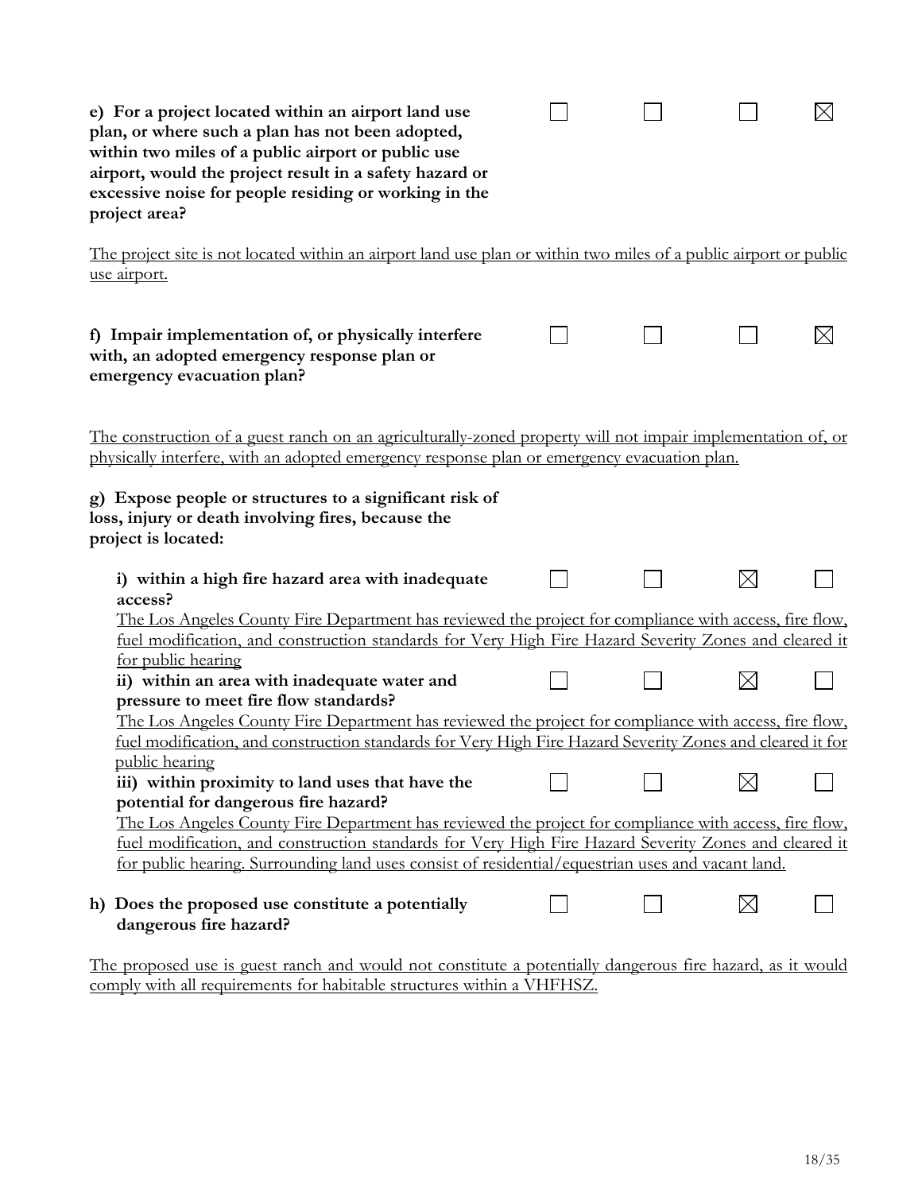**e) For a project located within an airport land use plan, or where such a plan has not been adopted, within two miles of a public airport or public use airport, would the project result in a safety hazard or excessive noise for people residing or working in the project area?** ☐ ☐ ☐ ☒

The project site is not located within an airport land use plan or within two miles of a public airport or public use airport.

**f) Impair implementation of, or physically interfere with, an adopted emergency response plan or emergency evacuation plan?** ☐ ☐ ☐ ☒

The construction of a guest ranch on an agriculturally-zoned property will not impair implementation of, or physically interfere, with an adopted emergency response plan or emergency evacuation plan.

**g) Expose people or structures to a significant risk of loss, injury or death involving fires, because the project is located:**

**i) within a high fire hazard area with inadequate access?** ☐ ☐ ☒ ☐

The Los Angeles County Fire Department has reviewed the project for compliance with access, fire flow, fuel modification, and construction standards for Very High Fire Hazard Severity Zones and cleared it for public hearing

**ii) within an area with inadequate water and pressure to meet fire flow standards?** ☐ ☐ ☒ ☐

The Los Angeles County Fire Department has reviewed the project for compliance with access, fire flow, fuel modification, and construction standards for Very High Fire Hazard Severity Zones and cleared it for public hearing

**iii) within proximity to land uses that have the potential for dangerous fire hazard?** ☐ ☐ ☒ ☐

The Los Angeles County Fire Department has reviewed the project for compliance with access, fire flow, fuel modification, and construction standards for Very High Fire Hazard Severity Zones and cleared it for public hearing. Surrounding land uses consist of residential/equestrian uses and vacant land.

**h) Does the proposed use constitute a potentially dangerous fire hazard?** ☐ ☐ ☒ ☐

The proposed use is guest ranch and would not constitute a potentially dangerous fire hazard, as it would comply with all requirements for habitable structures within a VHFHSZ.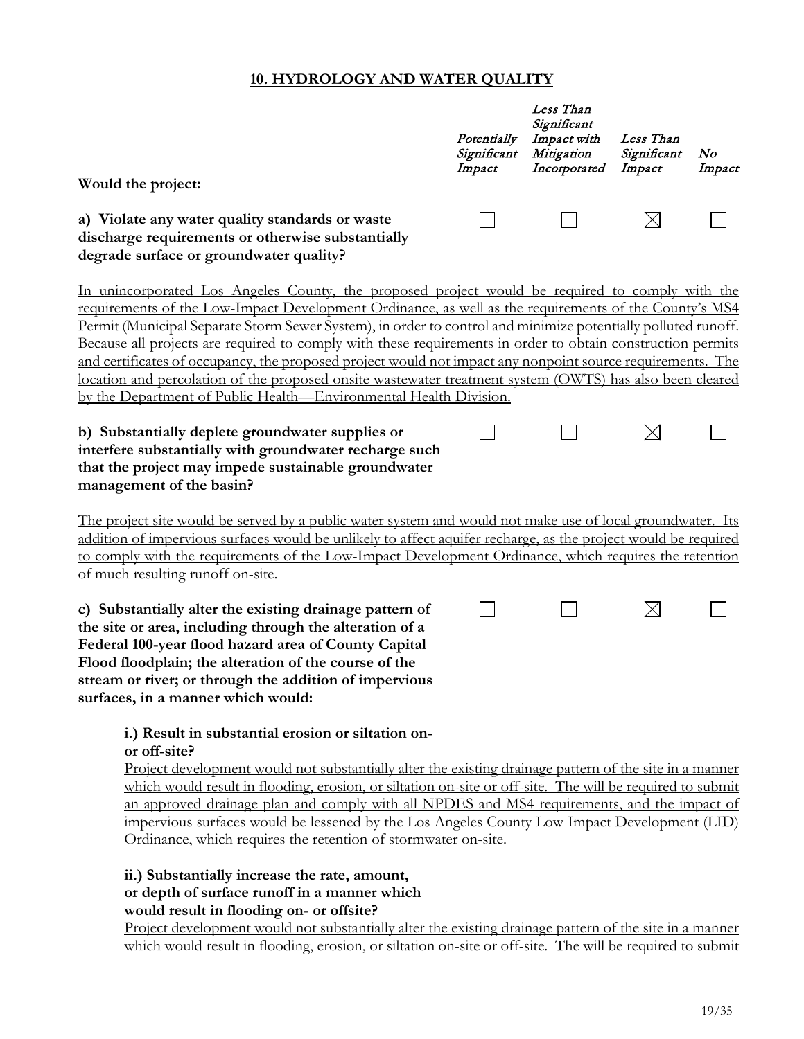## 10. HYDROLOGY AND WATER QUALITY

| Would the project: | *Potentially Significant Impact* | *Less Than Significant Impact with Mitigation Incorporated* | *Less Than Significant Impact* | *No Impact* |
|---|---|---|---|---|
| **a) Violate any water quality standards or waste discharge requirements or otherwise substantially degrade surface or groundwater quality?** | ☐ | ☐ | ☒ | ☐ |

In unincorporated Los Angeles County, the proposed project would be required to comply with the requirements of the Low-Impact Development Ordinance, as well as the requirements of the County's MS4 Permit (Municipal Separate Storm Sewer System), in order to control and minimize potentially polluted runoff. Because all projects are required to comply with these requirements in order to obtain construction permits and certificates of occupancy, the proposed project would not impact any nonpoint source requirements. The location and percolation of the proposed onsite wastewater treatment system (OWTS) has also been cleared by the Department of Public Health—Environmental Health Division.

| | | | | |
|---|---|---|---|---|
| **b) Substantially deplete groundwater supplies or interfere substantially with groundwater recharge such that the project may impede sustainable groundwater management of the basin?** | ☐ | ☐ | ☒ | ☐ |

The project site would be served by a public water system and would not make use of local groundwater. Its addition of impervious surfaces would be unlikely to affect aquifer recharge, as the project would be required to comply with the requirements of the Low-Impact Development Ordinance, which requires the retention of much resulting runoff on-site.

| | | | | |
|---|---|---|---|---|
| **c) Substantially alter the existing drainage pattern of the site or area, including through the alteration of a Federal 100-year flood hazard area of County Capital Flood floodplain; the alteration of the course of the stream or river; or through the addition of impervious surfaces, in a manner which would:** | ☐ | ☐ | ☒ | ☐ |

**i.) Result in substantial erosion or siltation on- or off-site?**

Project development would not substantially alter the existing drainage pattern of the site in a manner which would result in flooding, erosion, or siltation on-site or off-site. The will be required to submit an approved drainage plan and comply with all NPDES and MS4 requirements, and the impact of impervious surfaces would be lessened by the Los Angeles County Low Impact Development (LID) Ordinance, which requires the retention of stormwater on-site.

**ii.) Substantially increase the rate, amount, or depth of surface runoff in a manner which would result in flooding on- or offsite?**

Project development would not substantially alter the existing drainage pattern of the site in a manner which would result in flooding, erosion, or siltation on-site or off-site. The will be required to submit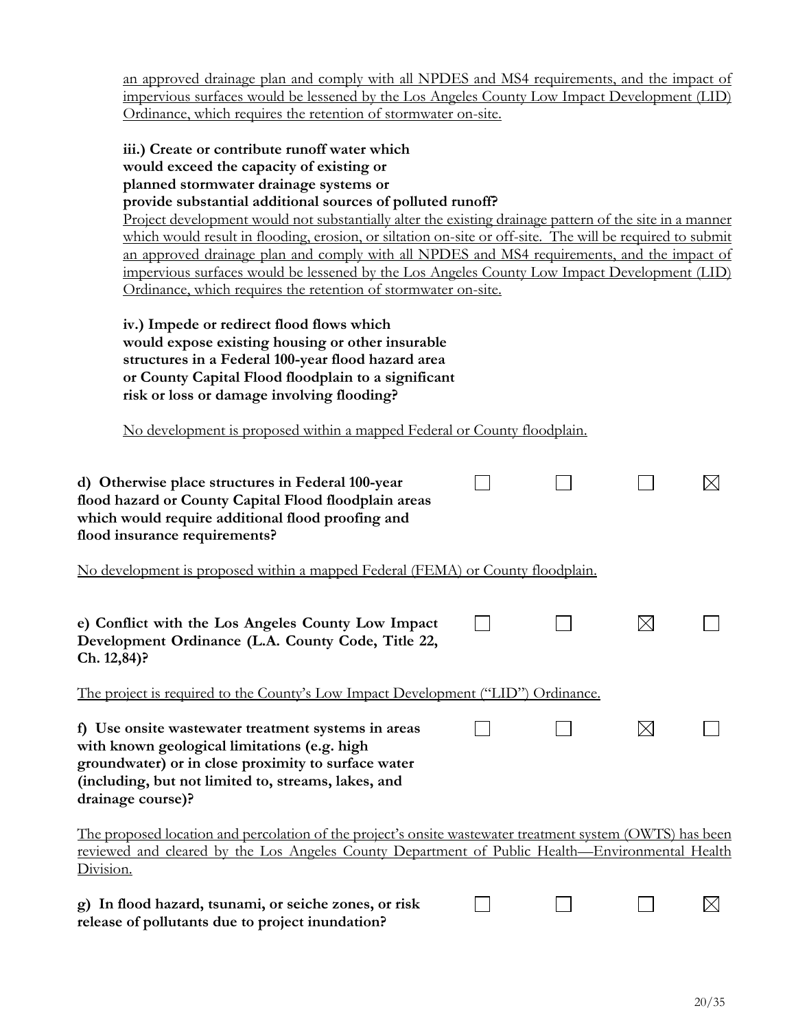an approved drainage plan and comply with all NPDES and MS4 requirements, and the impact of impervious surfaces would be lessened by the Los Angeles County Low Impact Development (LID) Ordinance, which requires the retention of stormwater on-site.

**iii.) Create or contribute runoff water which would exceed the capacity of existing or planned stormwater drainage systems or provide substantial additional sources of polluted runoff?**

Project development would not substantially alter the existing drainage pattern of the site in a manner which would result in flooding, erosion, or siltation on-site or off-site. The will be required to submit an approved drainage plan and comply with all NPDES and MS4 requirements, and the impact of impervious surfaces would be lessened by the Los Angeles County Low Impact Development (LID) Ordinance, which requires the retention of stormwater on-site.

**iv.) Impede or redirect flood flows which would expose existing housing or other insurable structures in a Federal 100-year flood hazard area or County Capital Flood floodplain to a significant risk or loss or damage involving flooding?**

No development is proposed within a mapped Federal or County floodplain.

| | | | | |
|---|---|---|---|---|
| **d) Otherwise place structures in Federal 100-year flood hazard or County Capital Flood floodplain areas which would require additional flood proofing and flood insurance requirements?** | ☐ | ☐ | ☐ | ☒ |

No development is proposed within a mapped Federal (FEMA) or County floodplain.

| | | | | |
|---|---|---|---|---|
| **e) Conflict with the Los Angeles County Low Impact Development Ordinance (L.A. County Code, Title 22, Ch. 12,84)?** | ☐ | ☐ | ☒ | ☐ |

The project is required to the County's Low Impact Development ("LID") Ordinance.

| | | | | |
|---|---|---|---|---|
| **f) Use onsite wastewater treatment systems in areas with known geological limitations (e.g. high groundwater) or in close proximity to surface water (including, but not limited to, streams, lakes, and drainage course)?** | ☐ | ☐ | ☒ | ☐ |

The proposed location and percolation of the project's onsite wastewater treatment system (OWTS) has been reviewed and cleared by the Los Angeles County Department of Public Health—Environmental Health Division.

| | | | | |
|---|---|---|---|---|
| **g) In flood hazard, tsunami, or seiche zones, or risk release of pollutants due to project inundation?** | ☐ | ☐ | ☐ | ☒ |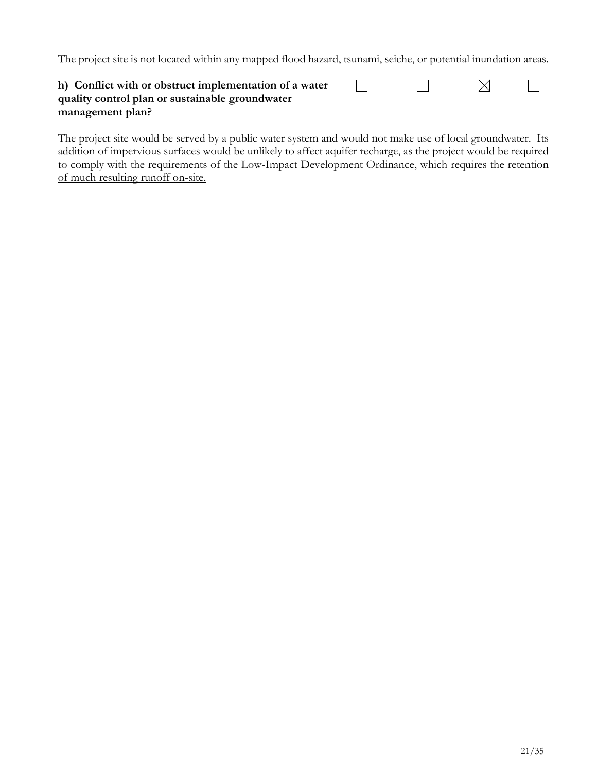The project site is not located within any mapped flood hazard, tsunami, seiche, or potential inundation areas.

| | | | | |
|---|---|---|---|---|
| **h) Conflict with or obstruct implementation of a water quality control plan or sustainable groundwater management plan?** | ☐ | ☐ | ☒ | ☐ |

The project site would be served by a public water system and would not make use of local groundwater. Its addition of impervious surfaces would be unlikely to affect aquifer recharge, as the project would be required to comply with the requirements of the Low-Impact Development Ordinance, which requires the retention of much resulting runoff on-site.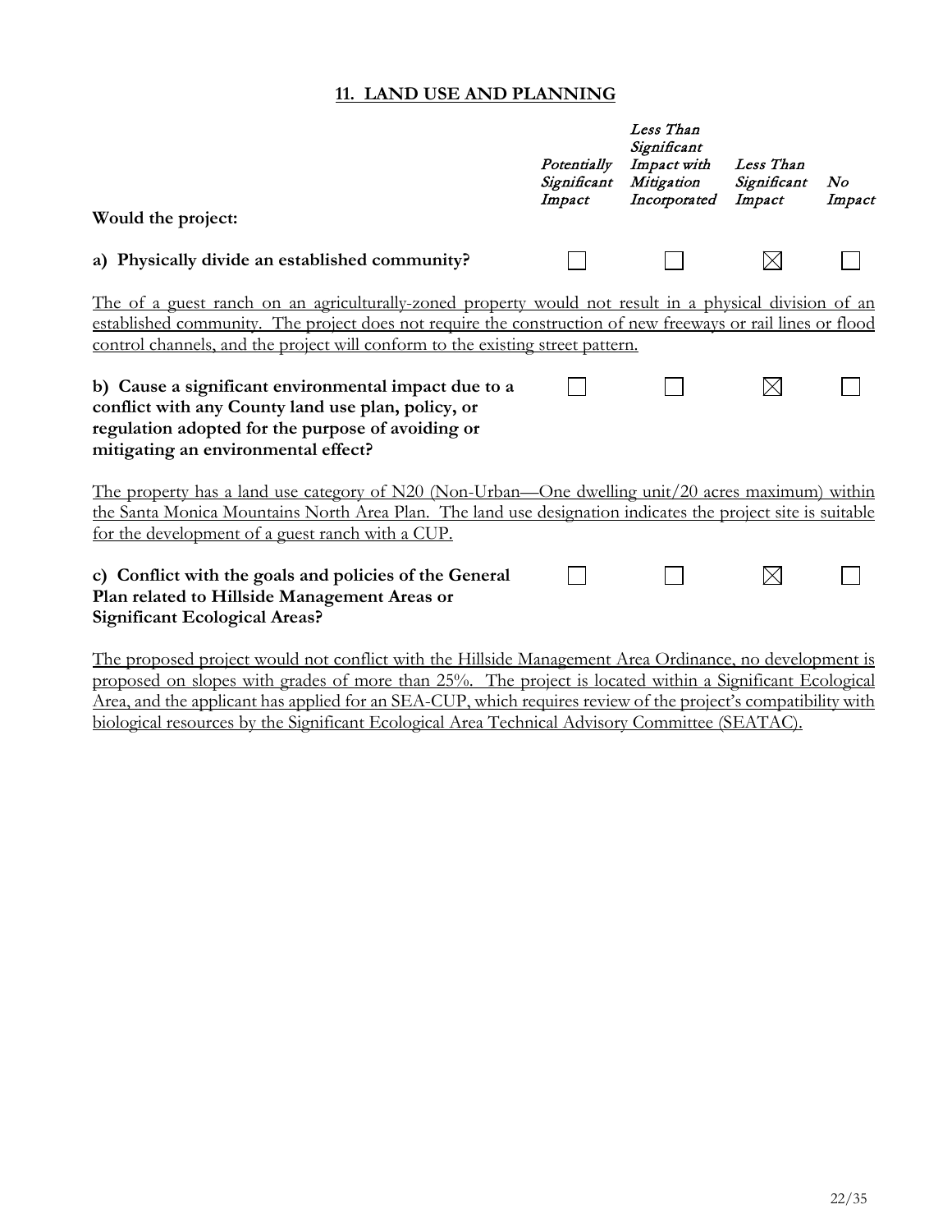## 11. LAND USE AND PLANNING

| Would the project: | *Potentially Significant Impact* | *Less Than Significant Impact with Mitigation Incorporated* | *Less Than Significant Impact* | *No Impact* |
|---|---|---|---|---|
| **a) Physically divide an established community?** | ☐ | ☐ | ☒ | ☐ |

The of a guest ranch on an agriculturally-zoned property would not result in a physical division of an established community. The project does not require the construction of new freeways or rail lines or flood control channels, and the project will conform to the existing street pattern.

| | | | | |
|---|---|---|---|---|
| **b) Cause a significant environmental impact due to a conflict with any County land use plan, policy, or regulation adopted for the purpose of avoiding or mitigating an environmental effect?** | ☐ | ☐ | ☒ | ☐ |

The property has a land use category of N20 (Non-Urban—One dwelling unit/20 acres maximum) within the Santa Monica Mountains North Area Plan. The land use designation indicates the project site is suitable for the development of a guest ranch with a CUP.

| | | | | |
|---|---|---|---|---|
| **c) Conflict with the goals and policies of the General Plan related to Hillside Management Areas or Significant Ecological Areas?** | ☐ | ☐ | ☒ | ☐ |

The proposed project would not conflict with the Hillside Management Area Ordinance, no development is proposed on slopes with grades of more than 25%. The project is located within a Significant Ecological Area, and the applicant has applied for an SEA-CUP, which requires review of the project's compatibility with biological resources by the Significant Ecological Area Technical Advisory Committee (SEATAC).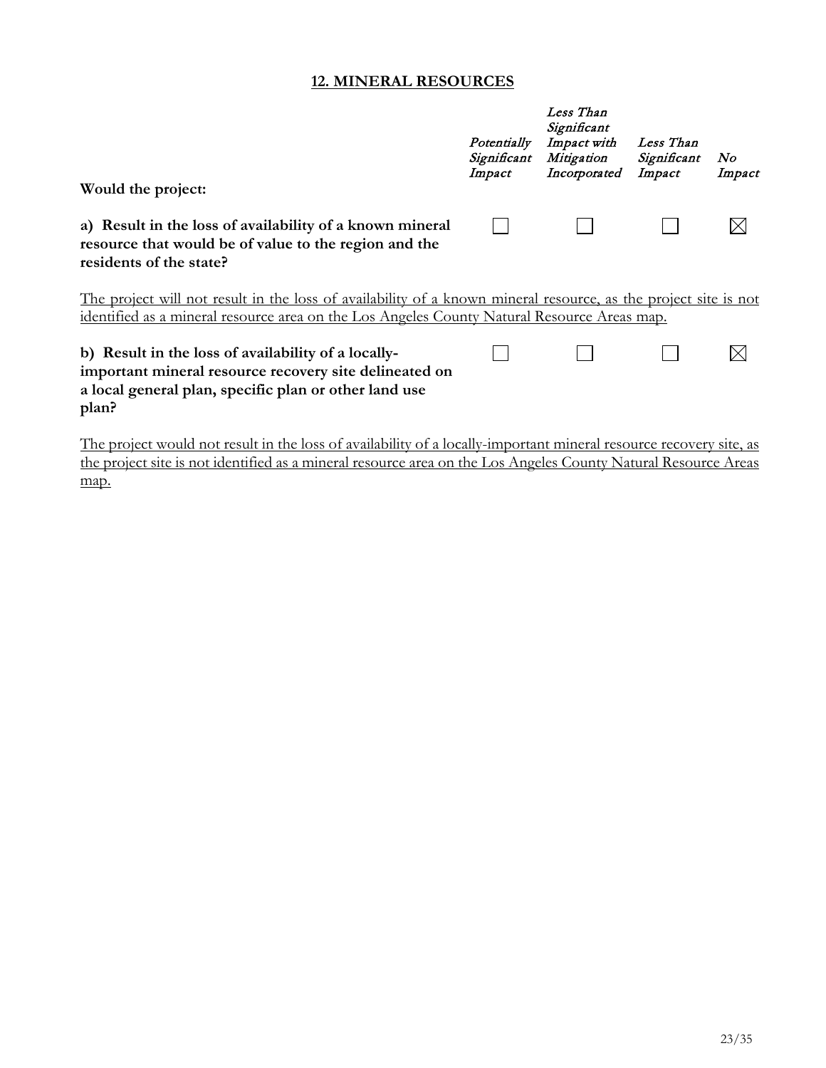## 12. MINERAL RESOURCES

| Would the project: | *Potentially Significant Impact* | *Less Than Significant Impact with Mitigation Incorporated* | *Less Than Significant Impact* | *No Impact* |
|---|---|---|---|---|
| **a) Result in the loss of availability of a known mineral resource that would be of value to the region and the residents of the state?** | ☐ | ☐ | ☐ | ☒ |

The project will not result in the loss of availability of a known mineral resource, as the project site is not identified as a mineral resource area on the Los Angeles County Natural Resource Areas map.

| | *Potentially Significant Impact* | *Less Than Significant Impact with Mitigation Incorporated* | *Less Than Significant Impact* | *No Impact* |
|---|---|---|---|---|
| **b) Result in the loss of availability of a locally-important mineral resource recovery site delineated on a local general plan, specific plan or other land use plan?** | ☐ | ☐ | ☐ | ☒ |

The project would not result in the loss of availability of a locally-important mineral resource recovery site, as the project site is not identified as a mineral resource area on the Los Angeles County Natural Resource Areas map.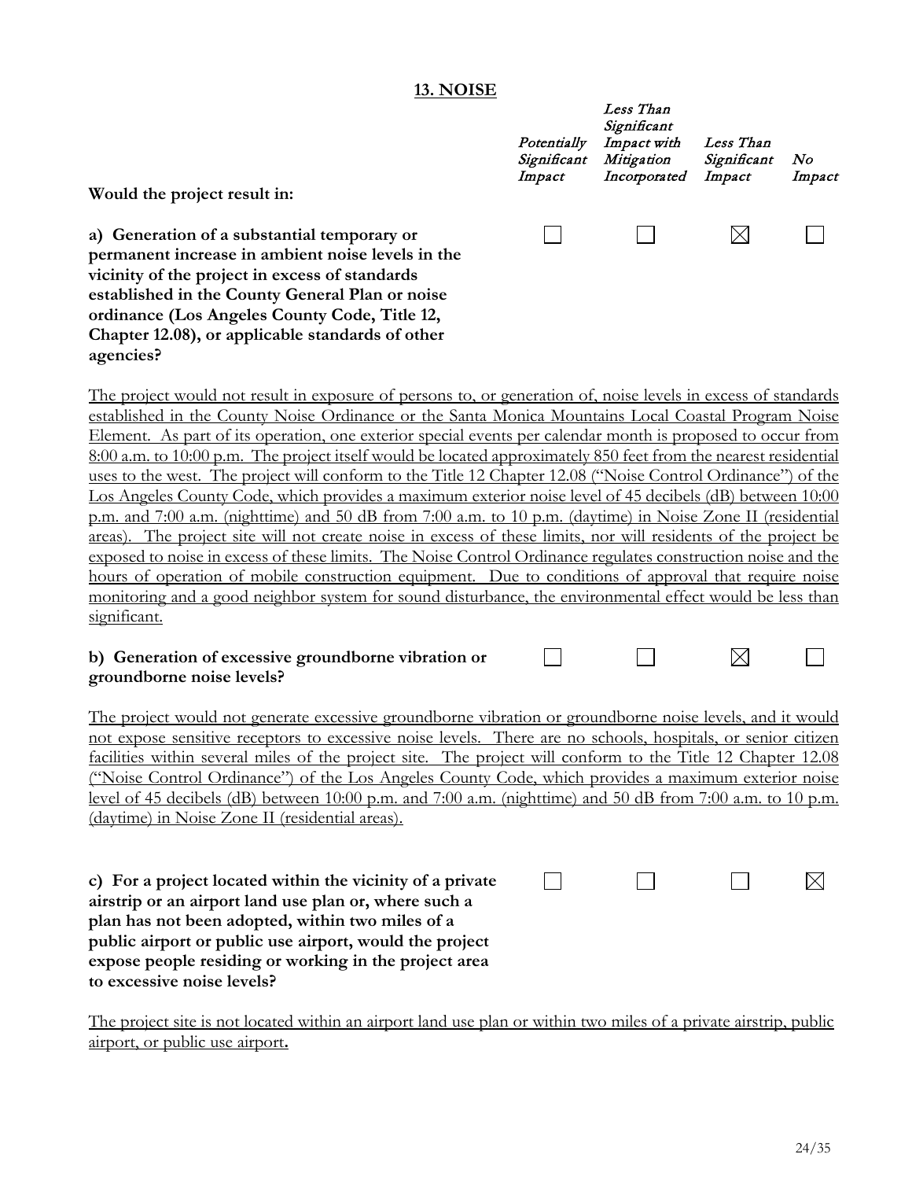## 13. NOISE

| Would the project result in: | *Potentially Significant Impact* | *Less Than Significant Impact with Mitigation Incorporated* | *Less Than Significant Impact* | *No Impact* |
|---|---|---|---|---|
| **a) Generation of a substantial temporary or permanent increase in ambient noise levels in the vicinity of the project in excess of standards established in the County General Plan or noise ordinance (Los Angeles County Code, Title 12, Chapter 12.08), or applicable standards of other agencies?** | ☐ | ☐ | ☒ | ☐ |

The project would not result in exposure of persons to, or generation of, noise levels in excess of standards established in the County Noise Ordinance or the Santa Monica Mountains Local Coastal Program Noise Element. As part of its operation, one exterior special events per calendar month is proposed to occur from 8:00 a.m. to 10:00 p.m. The project itself would be located approximately 850 feet from the nearest residential uses to the west. The project will conform to the Title 12 Chapter 12.08 ("Noise Control Ordinance") of the Los Angeles County Code, which provides a maximum exterior noise level of 45 decibels (dB) between 10:00 p.m. and 7:00 a.m. (nighttime) and 50 dB from 7:00 a.m. to 10 p.m. (daytime) in Noise Zone II (residential areas). The project site will not create noise in excess of these limits, nor will residents of the project be exposed to noise in excess of these limits. The Noise Control Ordinance regulates construction noise and the hours of operation of mobile construction equipment. Due to conditions of approval that require noise monitoring and a good neighbor system for sound disturbance, the environmental effect would be less than significant.

| | | | | |
|---|---|---|---|---|
| **b) Generation of excessive groundborne vibration or groundborne noise levels?** | ☐ | ☐ | ☒ | ☐ |

The project would not generate excessive groundborne vibration or groundborne noise levels, and it would not expose sensitive receptors to excessive noise levels. There are no schools, hospitals, or senior citizen facilities within several miles of the project site. The project will conform to the Title 12 Chapter 12.08 ("Noise Control Ordinance") of the Los Angeles County Code, which provides a maximum exterior noise level of 45 decibels (dB) between 10:00 p.m. and 7:00 a.m. (nighttime) and 50 dB from 7:00 a.m. to 10 p.m. (daytime) in Noise Zone II (residential areas).

| | | | | |
|---|---|---|---|---|
| **c) For a project located within the vicinity of a private airstrip or an airport land use plan or, where such a plan has not been adopted, within two miles of a public airport or public use airport, would the project expose people residing or working in the project area to excessive noise levels?** | ☐ | ☐ | ☐ | ☒ |

The project site is not located within an airport land use plan or within two miles of a private airstrip, public airport, or public use airport.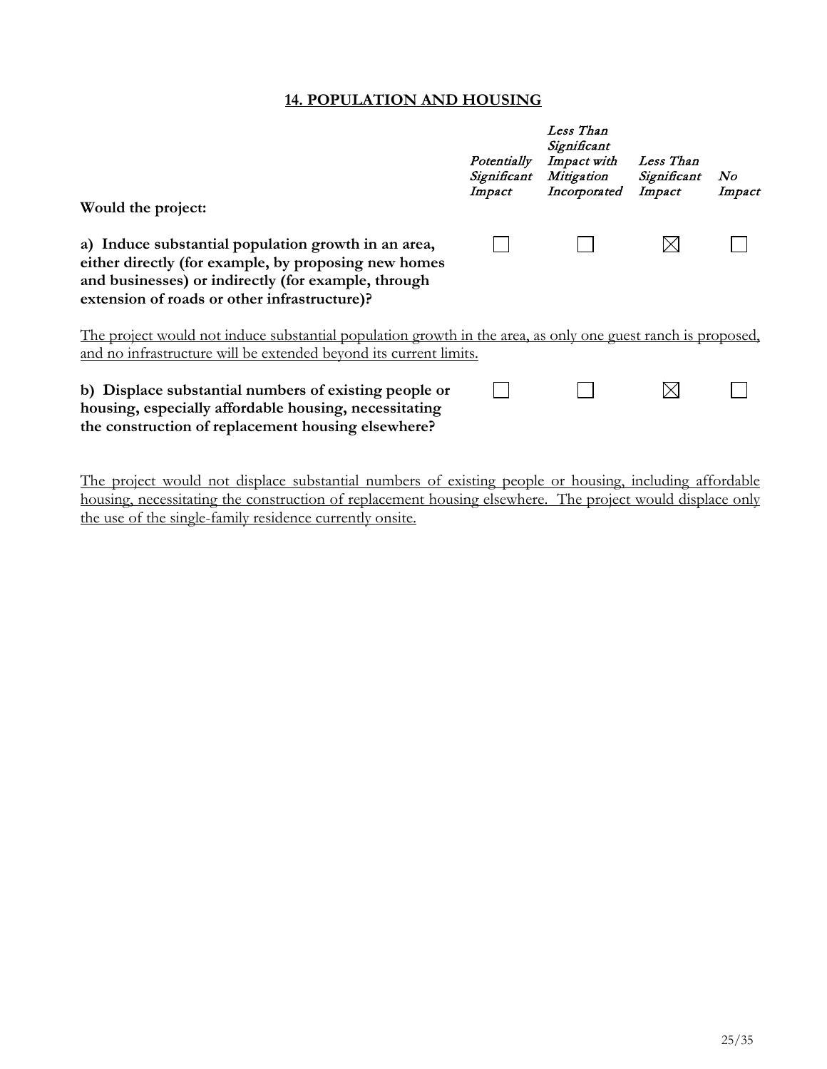## 14. POPULATION AND HOUSING

| Would the project: | *Potentially Significant Impact* | *Less Than Significant Impact with Mitigation Incorporated* | *Less Than Significant Impact* | *No Impact* |
|---|---|---|---|---|
| **a) Induce substantial population growth in an area, either directly (for example, by proposing new homes and businesses) or indirectly (for example, through extension of roads or other infrastructure)?** | ☐ | ☐ | ☒ | ☐ |

The project would not induce substantial population growth in the area, as only one guest ranch is proposed, and no infrastructure will be extended beyond its current limits.

| | *Potentially Significant Impact* | *Less Than Significant Impact with Mitigation Incorporated* | *Less Than Significant Impact* | *No Impact* |
|---|---|---|---|---|
| **b) Displace substantial numbers of existing people or housing, especially affordable housing, necessitating the construction of replacement housing elsewhere?** | ☐ | ☐ | ☒ | ☐ |

The project would not displace substantial numbers of existing people or housing, including affordable housing, necessitating the construction of replacement housing elsewhere. The project would displace only the use of the single-family residence currently onsite.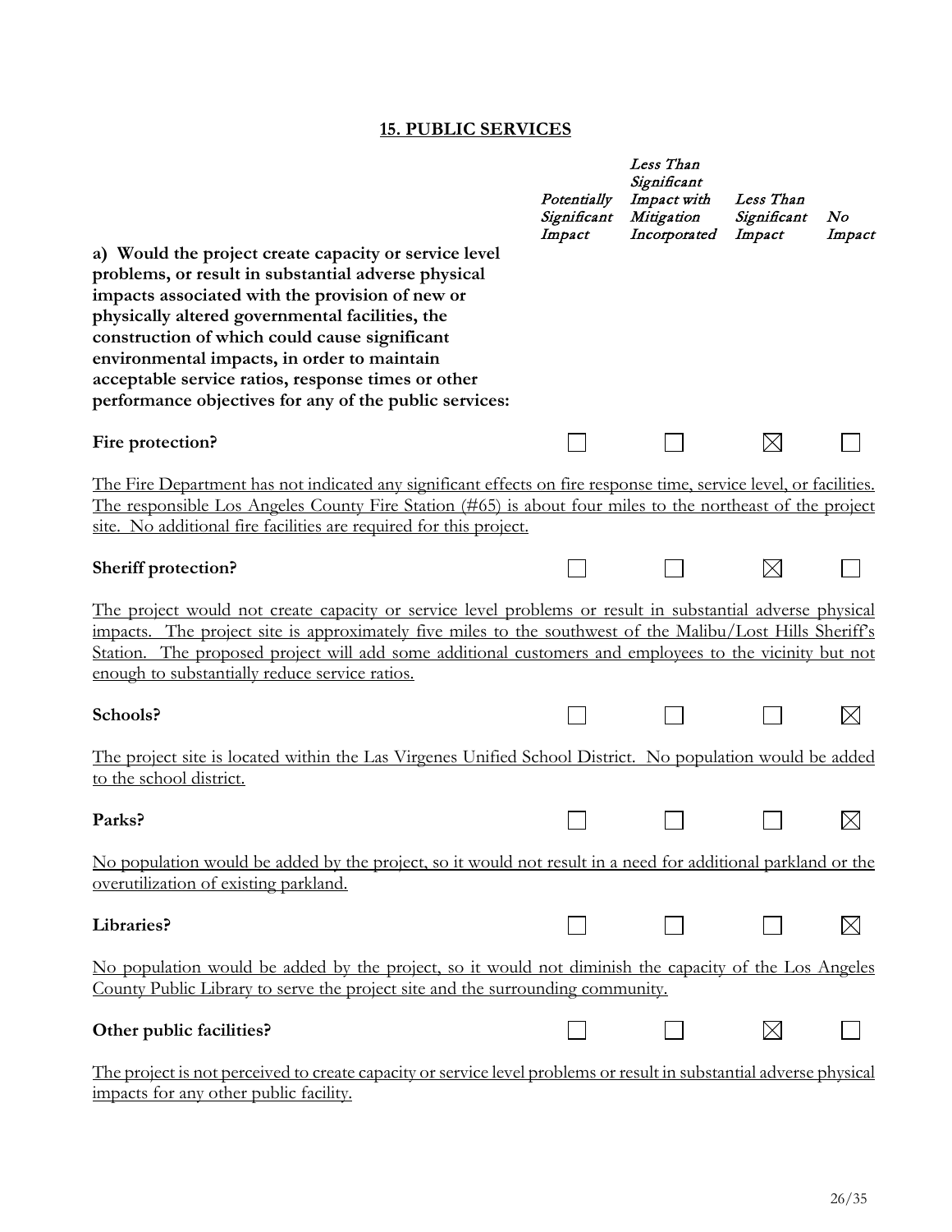## 15. PUBLIC SERVICES

| | *Potentially Significant Impact* | *Less Than Significant Impact with Mitigation Incorporated* | *Less Than Significant Impact* | *No Impact* |
|---|---|---|---|---|
| **a) Would the project create capacity or service level problems, or result in substantial adverse physical impacts associated with the provision of new or physically altered governmental facilities, the construction of which could cause significant environmental impacts, in order to maintain acceptable service ratios, response times or other performance objectives for any of the public services:** | | | | |
| **Fire protection?** | ☐ | ☐ | ☒ | ☐ |

The Fire Department has not indicated any significant effects on fire response time, service level, or facilities. The responsible Los Angeles County Fire Station (#65) is about four miles to the northeast of the project site. No additional fire facilities are required for this project.

| | | | | |
|---|---|---|---|---|
| **Sheriff protection?** | ☐ | ☐ | ☒ | ☐ |

The project would not create capacity or service level problems or result in substantial adverse physical impacts. The project site is approximately five miles to the southwest of the Malibu/Lost Hills Sheriff's Station. The proposed project will add some additional customers and employees to the vicinity but not enough to substantially reduce service ratios.

| | | | | |
|---|---|---|---|---|
| **Schools?** | ☐ | ☐ | ☐ | ☒ |

The project site is located within the Las Virgenes Unified School District. No population would be added to the school district.

| | | | | |
|---|---|---|---|---|
| **Parks?** | ☐ | ☐ | ☐ | ☒ |

No population would be added by the project, so it would not result in a need for additional parkland or the overutilization of existing parkland.

| | | | | |
|---|---|---|---|---|
| **Libraries?** | ☐ | ☐ | ☐ | ☒ |

No population would be added by the project, so it would not diminish the capacity of the Los Angeles County Public Library to serve the project site and the surrounding community.

| | | | | |
|---|---|---|---|---|
| **Other public facilities?** | ☐ | ☐ | ☒ | ☐ |

The project is not perceived to create capacity or service level problems or result in substantial adverse physical impacts for any other public facility.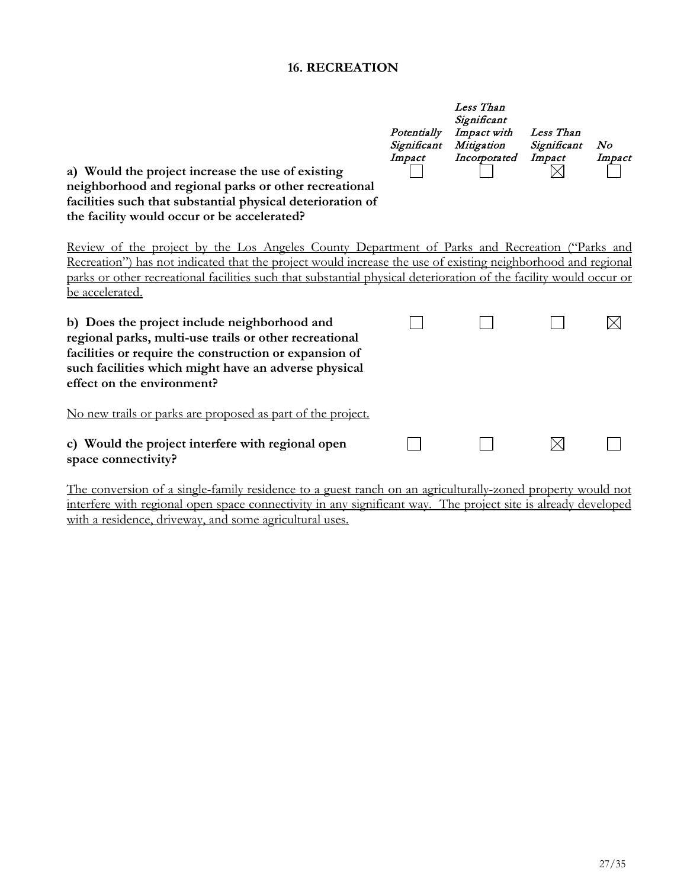## 16. RECREATION

| | *Potentially Significant Impact* | *Less Than Significant Impact with Mitigation Incorporated* | *Less Than Significant Impact* | *No Impact* |
|---|---|---|---|---|
| **a) Would the project increase the use of existing neighborhood and regional parks or other recreational facilities such that substantial physical deterioration of the facility would occur or be accelerated?** | ☐ | ☐ | ☒ | ☐ |

Review of the project by the Los Angeles County Department of Parks and Recreation ("Parks and Recreation") has not indicated that the project would increase the use of existing neighborhood and regional parks or other recreational facilities such that substantial physical deterioration of the facility would occur or be accelerated.

| | | | | |
|---|---|---|---|---|
| **b) Does the project include neighborhood and regional parks, multi-use trails or other recreational facilities or require the construction or expansion of such facilities which might have an adverse physical effect on the environment?** | ☐ | ☐ | ☐ | ☒ |

No new trails or parks are proposed as part of the project.

| | | | | |
|---|---|---|---|---|
| **c) Would the project interfere with regional open space connectivity?** | ☐ | ☐ | ☒ | ☐ |

The conversion of a single-family residence to a guest ranch on an agriculturally-zoned property would not interfere with regional open space connectivity in any significant way. The project site is already developed with a residence, driveway, and some agricultural uses.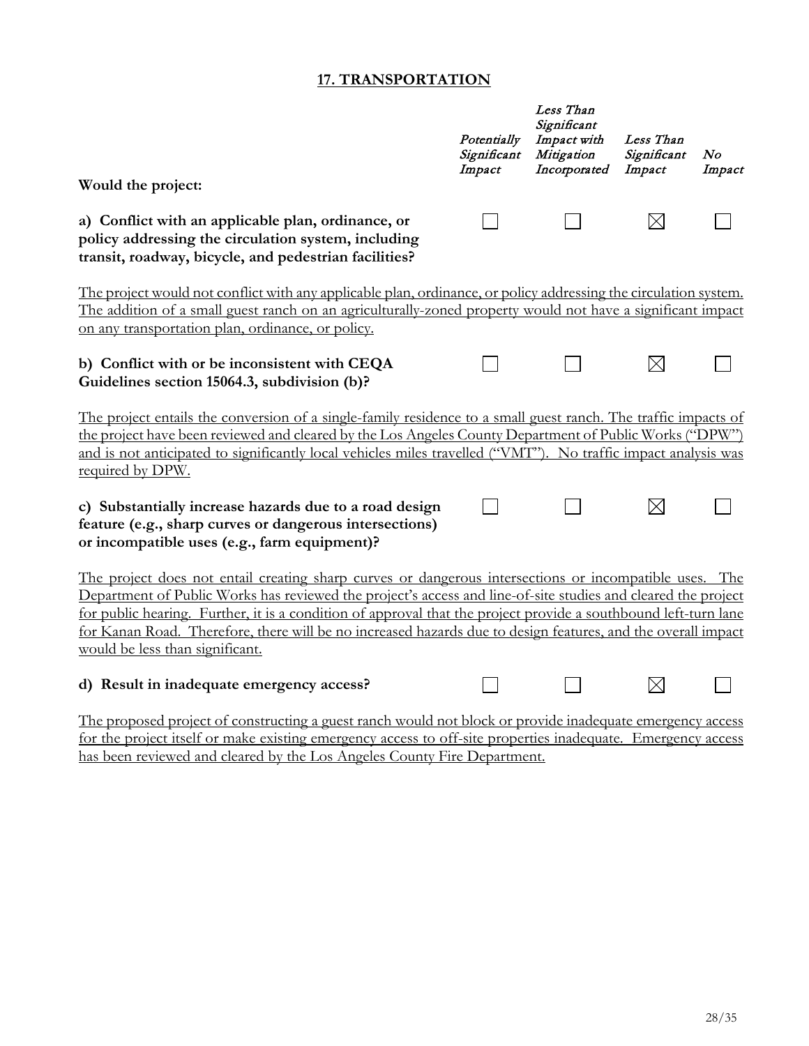## 17. TRANSPORTATION

| Would the project: | *Potentially Significant Impact* | *Less Than Significant Impact with Mitigation Incorporated* | *Less Than Significant Impact* | *No Impact* |
|---|---|---|---|---|
| **a) Conflict with an applicable plan, ordinance, or policy addressing the circulation system, including transit, roadway, bicycle, and pedestrian facilities?** | ☐ | ☐ | ☒ | ☐ |

The project would not conflict with any applicable plan, ordinance, or policy addressing the circulation system. The addition of a small guest ranch on an agriculturally-zoned property would not have a significant impact on any transportation plan, ordinance, or policy.

| | | | | |
|---|---|---|---|---|
| **b) Conflict with or be inconsistent with CEQA Guidelines section 15064.3, subdivision (b)?** | ☐ | ☐ | ☒ | ☐ |

The project entails the conversion of a single-family residence to a small guest ranch. The traffic impacts of the project have been reviewed and cleared by the Los Angeles County Department of Public Works ("DPW") and is not anticipated to significantly local vehicles miles travelled ("VMT"). No traffic impact analysis was required by DPW.

| | | | | |
|---|---|---|---|---|
| **c) Substantially increase hazards due to a road design feature (e.g., sharp curves or dangerous intersections) or incompatible uses (e.g., farm equipment)?** | ☐ | ☐ | ☒ | ☐ |

The project does not entail creating sharp curves or dangerous intersections or incompatible uses. The Department of Public Works has reviewed the project's access and line-of-site studies and cleared the project for public hearing. Further, it is a condition of approval that the project provide a southbound left-turn lane for Kanan Road. Therefore, there will be no increased hazards due to design features, and the overall impact would be less than significant.

| | | | | |
|---|---|---|---|---|
| **d) Result in inadequate emergency access?** | ☐ | ☐ | ☒ | ☐ |

The proposed project of constructing a guest ranch would not block or provide inadequate emergency access for the project itself or make existing emergency access to off-site properties inadequate. Emergency access has been reviewed and cleared by the Los Angeles County Fire Department.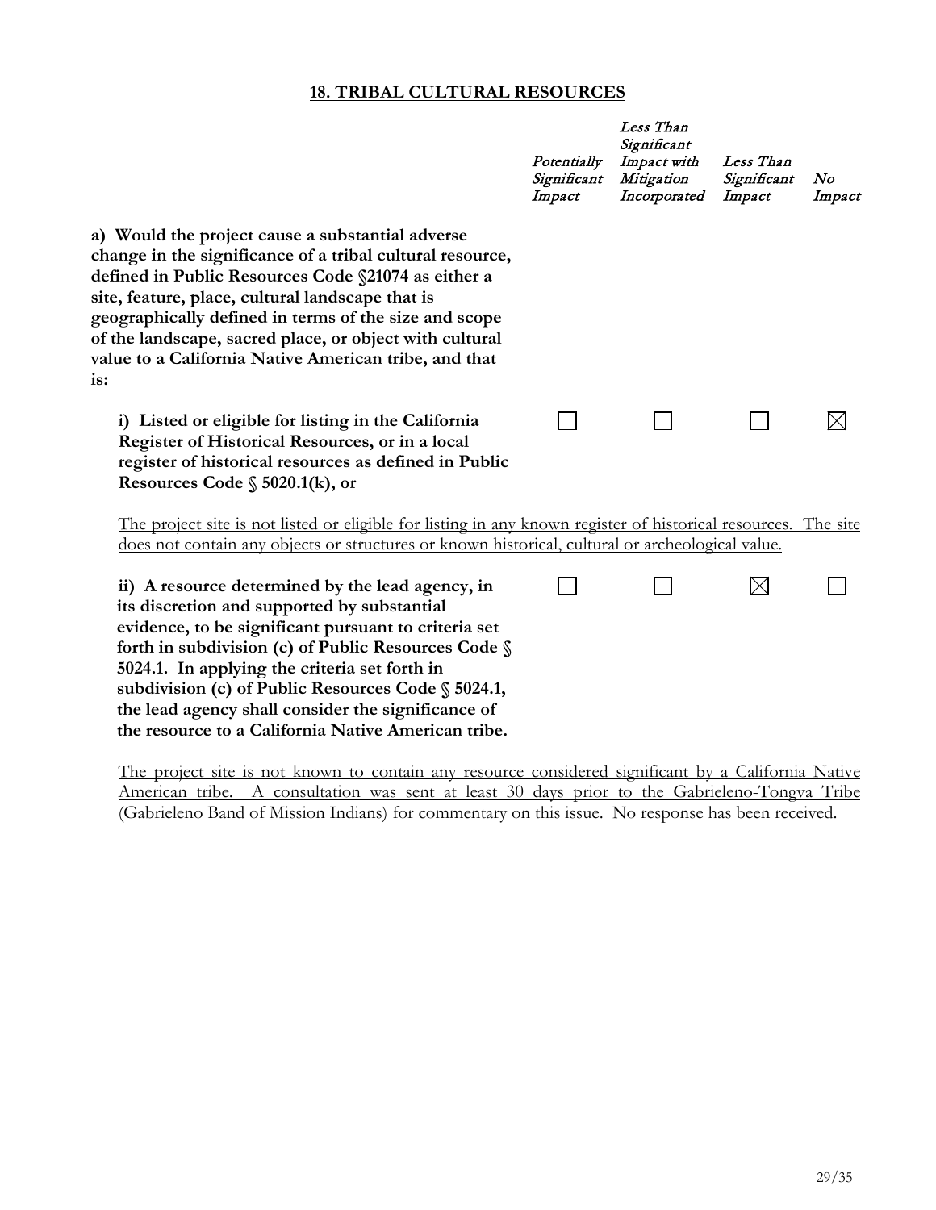## 18. TRIBAL CULTURAL RESOURCES

| | *Potentially Significant Impact* | *Less Than Significant Impact with Mitigation Incorporated* | *Less Than Significant Impact* | *No Impact* |
|---|---|---|---|---|
| **a) Would the project cause a substantial adverse change in the significance of a tribal cultural resource, defined in Public Resources Code §21074 as either a site, feature, place, cultural landscape that is geographically defined in terms of the size and scope of the landscape, sacred place, or object with cultural value to a California Native American tribe, and that is:** | | | | |
| **i) Listed or eligible for listing in the California Register of Historical Resources, or in a local register of historical resources as defined in Public Resources Code § 5020.1(k), or** | ☐ | ☐ | ☐ | ☒ |

The project site is not listed or eligible for listing in any known register of historical resources. The site does not contain any objects or structures or known historical, cultural or archeological value.

| | *Potentially Significant Impact* | *Less Than Significant Impact with Mitigation Incorporated* | *Less Than Significant Impact* | *No Impact* |
|---|---|---|---|---|
| **ii) A resource determined by the lead agency, in its discretion and supported by substantial evidence, to be significant pursuant to criteria set forth in subdivision (c) of Public Resources Code § 5024.1. In applying the criteria set forth in subdivision (c) of Public Resources Code § 5024.1, the lead agency shall consider the significance of the resource to a California Native American tribe.** | ☐ | ☐ | ☒ | ☐ |

The project site is not known to contain any resource considered significant by a California Native American tribe. A consultation was sent at least 30 days prior to the Gabrieleno-Tongva Tribe (Gabrieleno Band of Mission Indians) for commentary on this issue. No response has been received.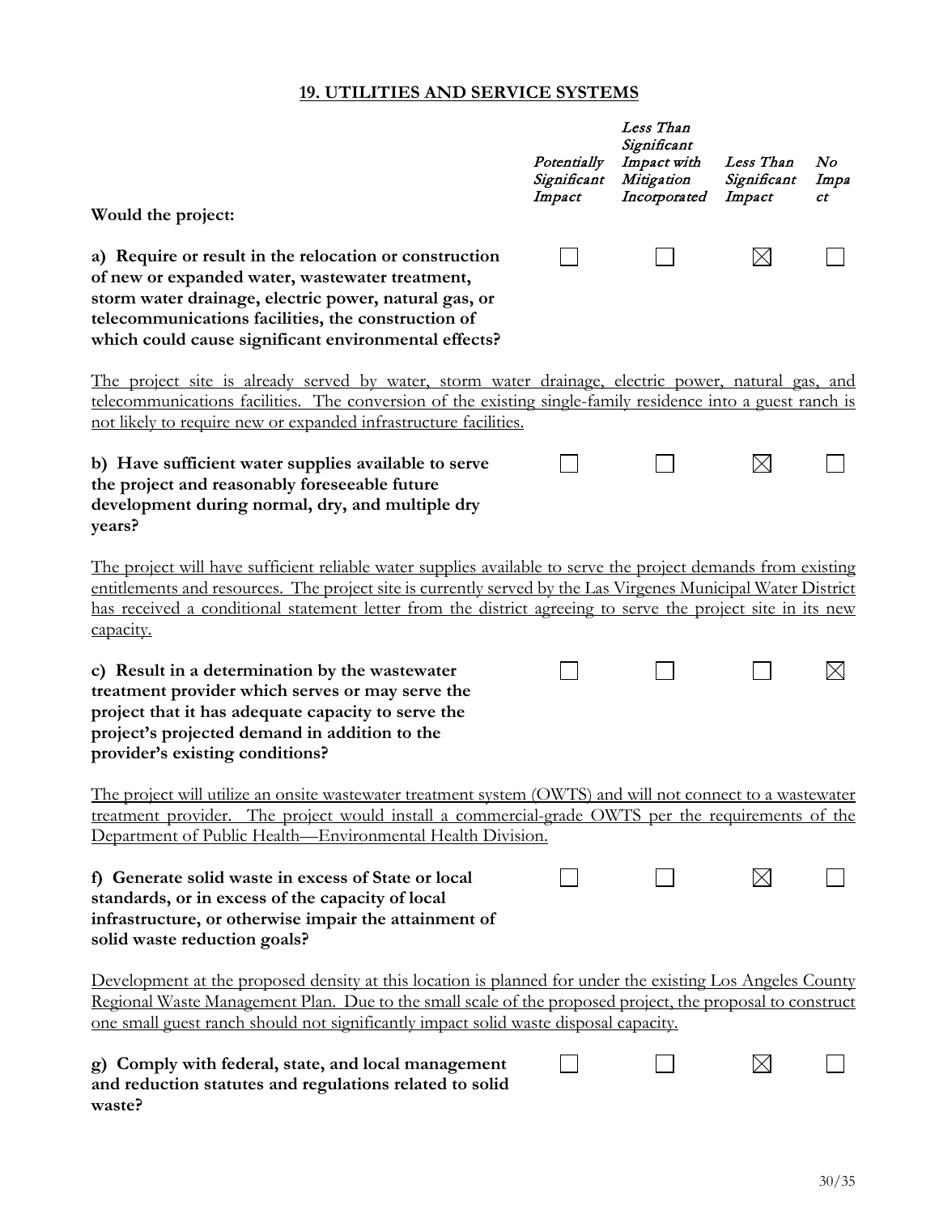## 19. UTILITIES AND SERVICE SYSTEMS

| Would the project: | *Potentially Significant Impact* | *Less Than Significant Impact with Mitigation Incorporated* | *Less Than Significant Impact* | *No Impact* |
|---|---|---|---|---|
| **a) Require or result in the relocation or construction of new or expanded water, wastewater treatment, storm water drainage, electric power, natural gas, or telecommunications facilities, the construction of which could cause significant environmental effects?** | ☐ | ☐ | ☒ | ☐ |

The project site is already served by water, storm water drainage, electric power, natural gas, and telecommunications facilities. The conversion of the existing single-family residence into a guest ranch is not likely to require new or expanded infrastructure facilities.

| | | | | |
|---|---|---|---|---|
| **b) Have sufficient water supplies available to serve the project and reasonably foreseeable future development during normal, dry, and multiple dry years?** | ☐ | ☐ | ☒ | ☐ |

The project will have sufficient reliable water supplies available to serve the project demands from existing entitlements and resources. The project site is currently served by the Las Virgenes Municipal Water District has received a conditional statement letter from the district agreeing to serve the project site in its new capacity.

| | | | | |
|---|---|---|---|---|
| **c) Result in a determination by the wastewater treatment provider which serves or may serve the project that it has adequate capacity to serve the project's projected demand in addition to the provider's existing conditions?** | ☐ | ☐ | ☐ | ☒ |

The project will utilize an onsite wastewater treatment system (OWTS) and will not connect to a wastewater treatment provider. The project would install a commercial-grade OWTS per the requirements of the Department of Public Health—Environmental Health Division.

| | | | | |
|---|---|---|---|---|
| **f) Generate solid waste in excess of State or local standards, or in excess of the capacity of local infrastructure, or otherwise impair the attainment of solid waste reduction goals?** | ☐ | ☐ | ☒ | ☐ |

Development at the proposed density at this location is planned for under the existing Los Angeles County Regional Waste Management Plan. Due to the small scale of the proposed project, the proposal to construct one small guest ranch should not significantly impact solid waste disposal capacity.

| | | | | |
|---|---|---|---|---|
| **g) Comply with federal, state, and local management and reduction statutes and regulations related to solid waste?** | ☐ | ☐ | ☒ | ☐ |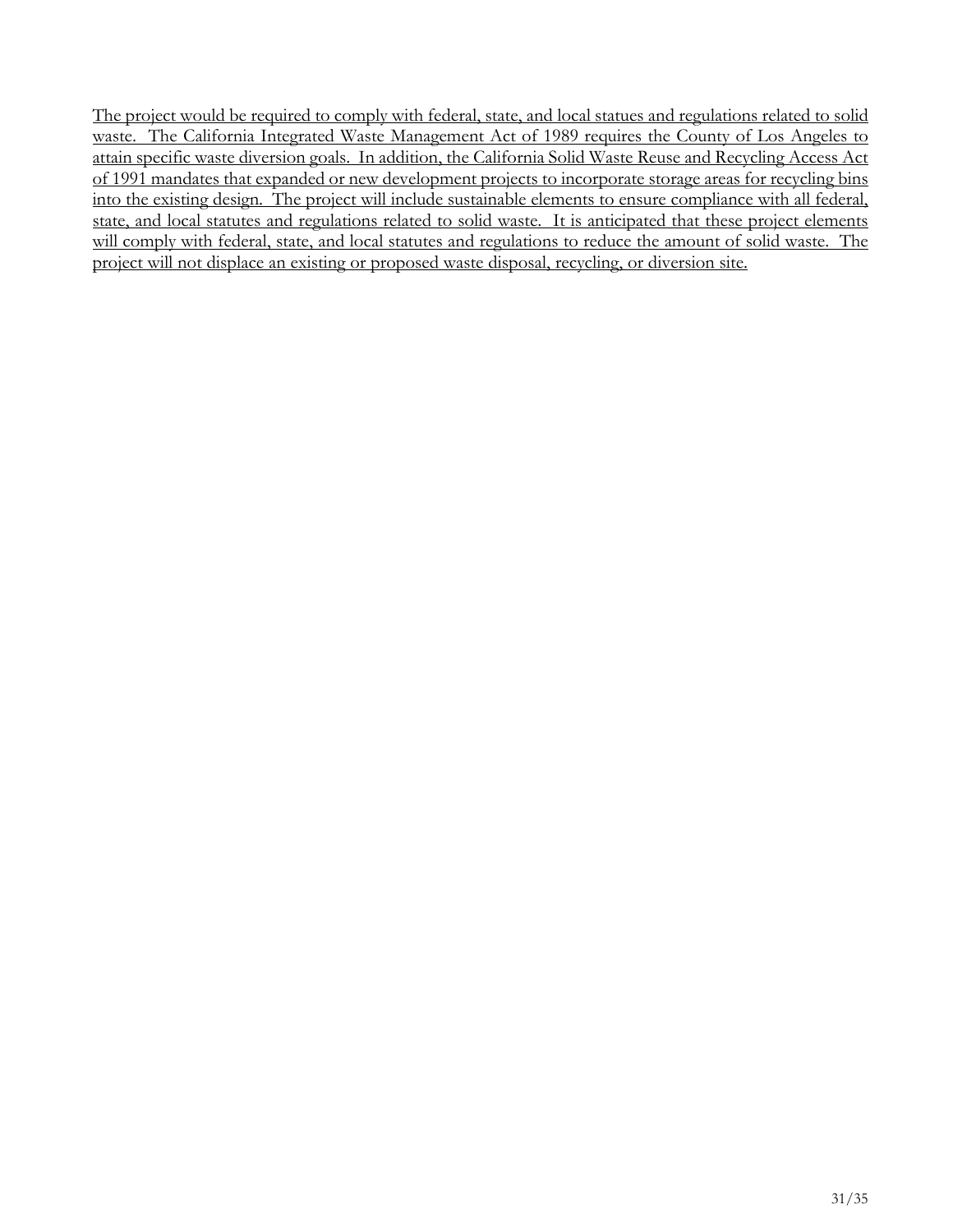<u>The project would be required to comply with federal, state, and local statues and regulations related to solid waste. The California Integrated Waste Management Act of 1989 requires the County of Los Angeles to attain specific waste diversion goals. In addition, the California Solid Waste Reuse and Recycling Access Act of 1991 mandates that expanded or new development projects to incorporate storage areas for recycling bins into the existing design. The project will include sustainable elements to ensure compliance with all federal, state, and local statutes and regulations related to solid waste. It is anticipated that these project elements will comply with federal, state, and local statutes and regulations to reduce the amount of solid waste. The project will not displace an existing or proposed waste disposal, recycling, or diversion site.</u>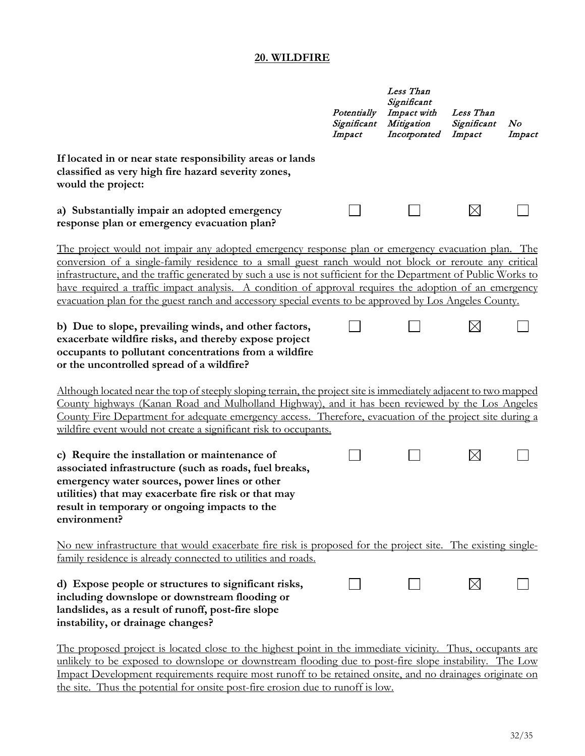## 20. WILDFIRE

| | Potentially Significant Impact | Less Than Significant Impact with Mitigation Incorporated | Less Than Significant Impact | No Impact |
|---|---|---|---|---|
| **If located in or near state responsibility areas or lands classified as very high fire hazard severity zones, would the project:** | | | | |
| **a) Substantially impair an adopted emergency response plan or emergency evacuation plan?** | ☐ | ☐ | ☒ | ☐ |

The project would not impair any adopted emergency response plan or emergency evacuation plan. The conversion of a single-family residence to a small guest ranch would not block or reroute any critical infrastructure, and the traffic generated by such a use is not sufficient for the Department of Public Works to have required a traffic impact analysis. A condition of approval requires the adoption of an emergency evacuation plan for the guest ranch and accessory special events to be approved by Los Angeles County.

| | Potentially Significant Impact | Less Than Significant Impact with Mitigation Incorporated | Less Than Significant Impact | No Impact |
|---|---|---|---|---|
| **b) Due to slope, prevailing winds, and other factors, exacerbate wildfire risks, and thereby expose project occupants to pollutant concentrations from a wildfire or the uncontrolled spread of a wildfire?** | ☐ | ☐ | ☒ | ☐ |

Although located near the top of steeply sloping terrain, the project site is immediately adjacent to two mapped County highways (Kanan Road and Mulholland Highway), and it has been reviewed by the Los Angeles County Fire Department for adequate emergency access. Therefore, evacuation of the project site during a wildfire event would not create a significant risk to occupants.

| | Potentially Significant Impact | Less Than Significant Impact with Mitigation Incorporated | Less Than Significant Impact | No Impact |
|---|---|---|---|---|
| **c) Require the installation or maintenance of associated infrastructure (such as roads, fuel breaks, emergency water sources, power lines or other utilities) that may exacerbate fire risk or that may result in temporary or ongoing impacts to the environment?** | ☐ | ☐ | ☒ | ☐ |

No new infrastructure that would exacerbate fire risk is proposed for the project site. The existing single-family residence is already connected to utilities and roads.

| | Potentially Significant Impact | Less Than Significant Impact with Mitigation Incorporated | Less Than Significant Impact | No Impact |
|---|---|---|---|---|
| **d) Expose people or structures to significant risks, including downslope or downstream flooding or landslides, as a result of runoff, post-fire slope instability, or drainage changes?** | ☐ | ☐ | ☒ | ☐ |

The proposed project is located close to the highest point in the immediate vicinity. Thus, occupants are unlikely to be exposed to downslope or downstream flooding due to post-fire slope instability. The Low Impact Development requirements require most runoff to be retained onsite, and no drainages originate on the site. Thus the potential for onsite post-fire erosion due to runoff is low.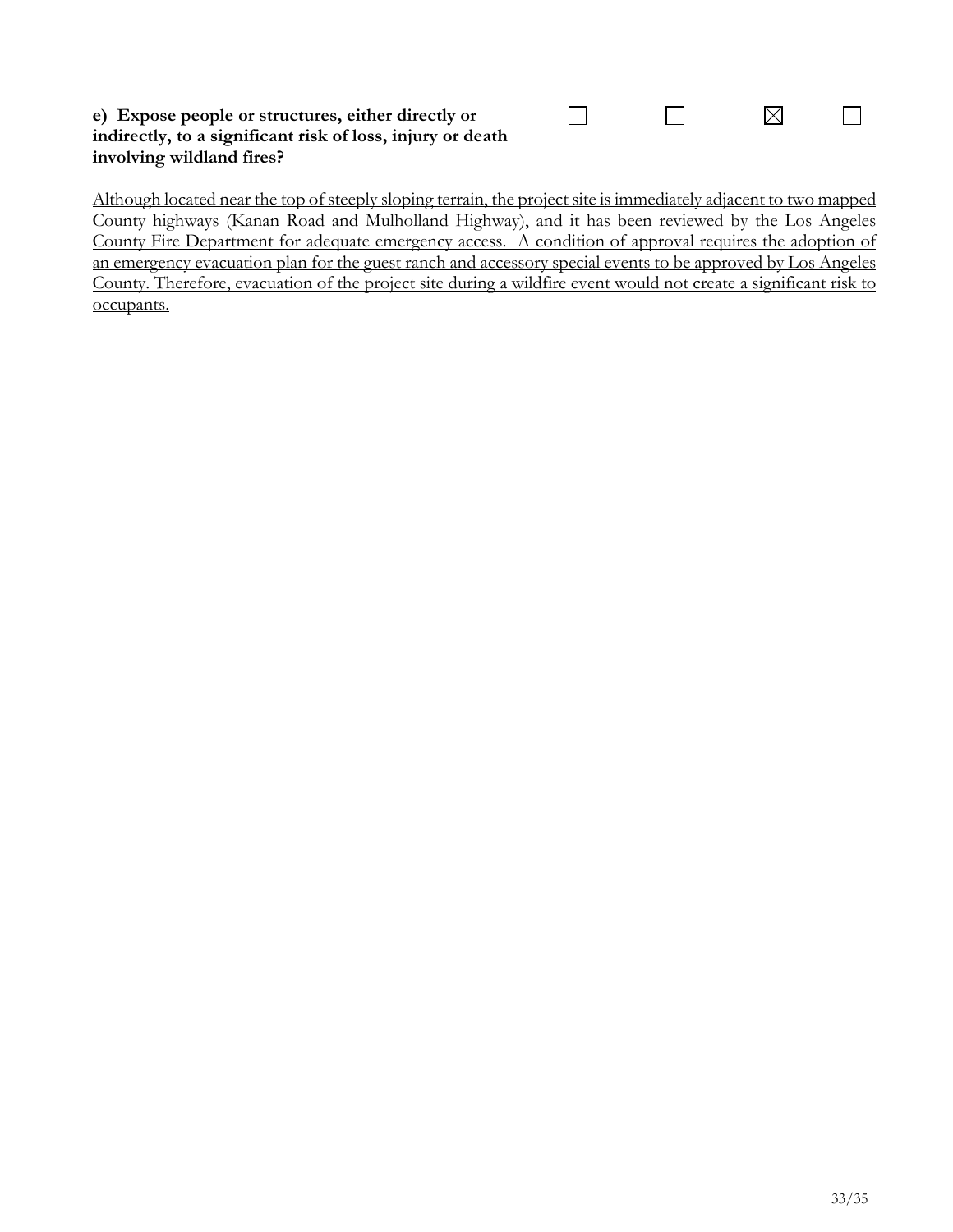**e) Expose people or structures, either directly or indirectly, to a significant risk of loss, injury or death involving wildland fires?**

| | | | |
|---|---|---|---|
| ☐ | ☐ | ☒ | ☐ |

<u>Although located near the top of steeply sloping terrain, the project site is immediately adjacent to two mapped County highways (Kanan Road and Mulholland Highway), and it has been reviewed by the Los Angeles County Fire Department for adequate emergency access. A condition of approval requires the adoption of an emergency evacuation plan for the guest ranch and accessory special events to be approved by Los Angeles County. Therefore, evacuation of the project site during a wildfire event would not create a significant risk to occupants.</u>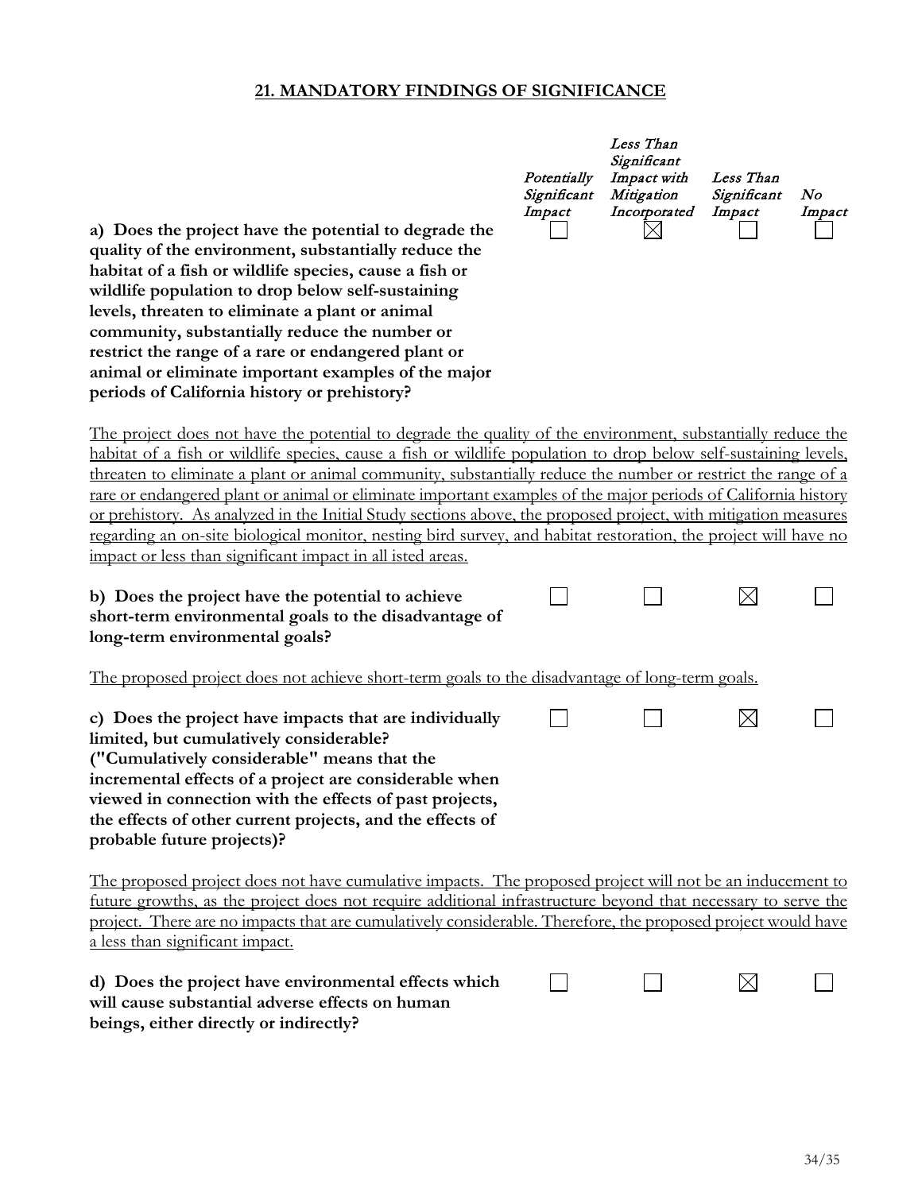## 21. MANDATORY FINDINGS OF SIGNIFICANCE

| | *Potentially Significant Impact* | *Less Than Significant Impact with Mitigation Incorporated* | *Less Than Significant Impact* | *No Impact* |
|---|---|---|---|---|
| **a) Does the project have the potential to degrade the quality of the environment, substantially reduce the habitat of a fish or wildlife species, cause a fish or wildlife population to drop below self-sustaining levels, threaten to eliminate a plant or animal community, substantially reduce the number or restrict the range of a rare or endangered plant or animal or eliminate important examples of the major periods of California history or prehistory?** | ☐ | ☒ | ☐ | ☐ |

The project does not have the potential to degrade the quality of the environment, substantially reduce the habitat of a fish or wildlife species, cause a fish or wildlife population to drop below self-sustaining levels, threaten to eliminate a plant or animal community, substantially reduce the number or restrict the range of a rare or endangered plant or animal or eliminate important examples of the major periods of California history or prehistory. As analyzed in the Initial Study sections above, the proposed project, with mitigation measures regarding an on-site biological monitor, nesting bird survey, and habitat restoration, the project will have no impact or less than significant impact in all isted areas.

| | *Potentially Significant Impact* | *Less Than Significant Impact with Mitigation Incorporated* | *Less Than Significant Impact* | *No Impact* |
|---|---|---|---|---|
| **b) Does the project have the potential to achieve short-term environmental goals to the disadvantage of long-term environmental goals?** | ☐ | ☐ | ☒ | ☐ |

The proposed project does not achieve short-term goals to the disadvantage of long-term goals.

| | *Potentially Significant Impact* | *Less Than Significant Impact with Mitigation Incorporated* | *Less Than Significant Impact* | *No Impact* |
|---|---|---|---|---|
| **c) Does the project have impacts that are individually limited, but cumulatively considerable? ("Cumulatively considerable" means that the incremental effects of a project are considerable when viewed in connection with the effects of past projects, the effects of other current projects, and the effects of probable future projects)?** | ☐ | ☐ | ☒ | ☐ |

The proposed project does not have cumulative impacts. The proposed project will not be an inducement to future growths, as the project does not require additional infrastructure beyond that necessary to serve the project. There are no impacts that are cumulatively considerable. Therefore, the proposed project would have a less than significant impact.

| | *Potentially Significant Impact* | *Less Than Significant Impact with Mitigation Incorporated* | *Less Than Significant Impact* | *No Impact* |
|---|---|---|---|---|
| **d) Does the project have environmental effects which will cause substantial adverse effects on human beings, either directly or indirectly?** | ☐ | ☐ | ☒ | ☐ |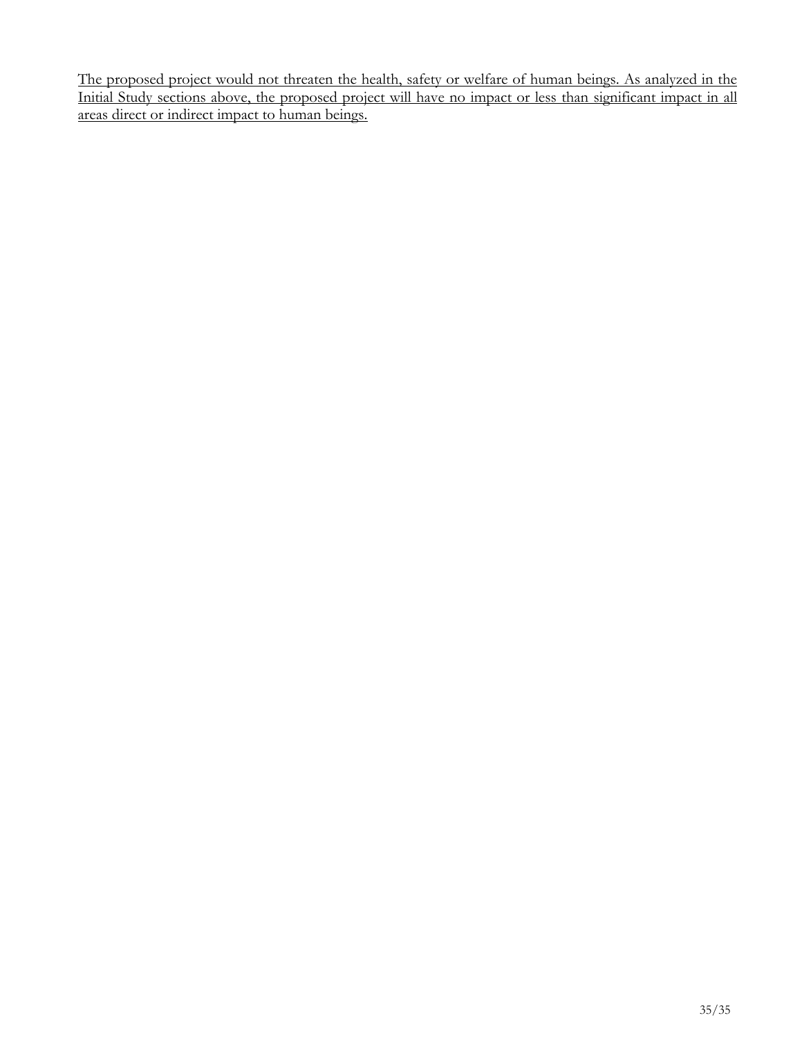<u>The proposed project would not threaten the health, safety or welfare of human beings. As analyzed in the Initial Study sections above, the proposed project will have no impact or less than significant impact in all areas direct or indirect impact to human beings.</u>